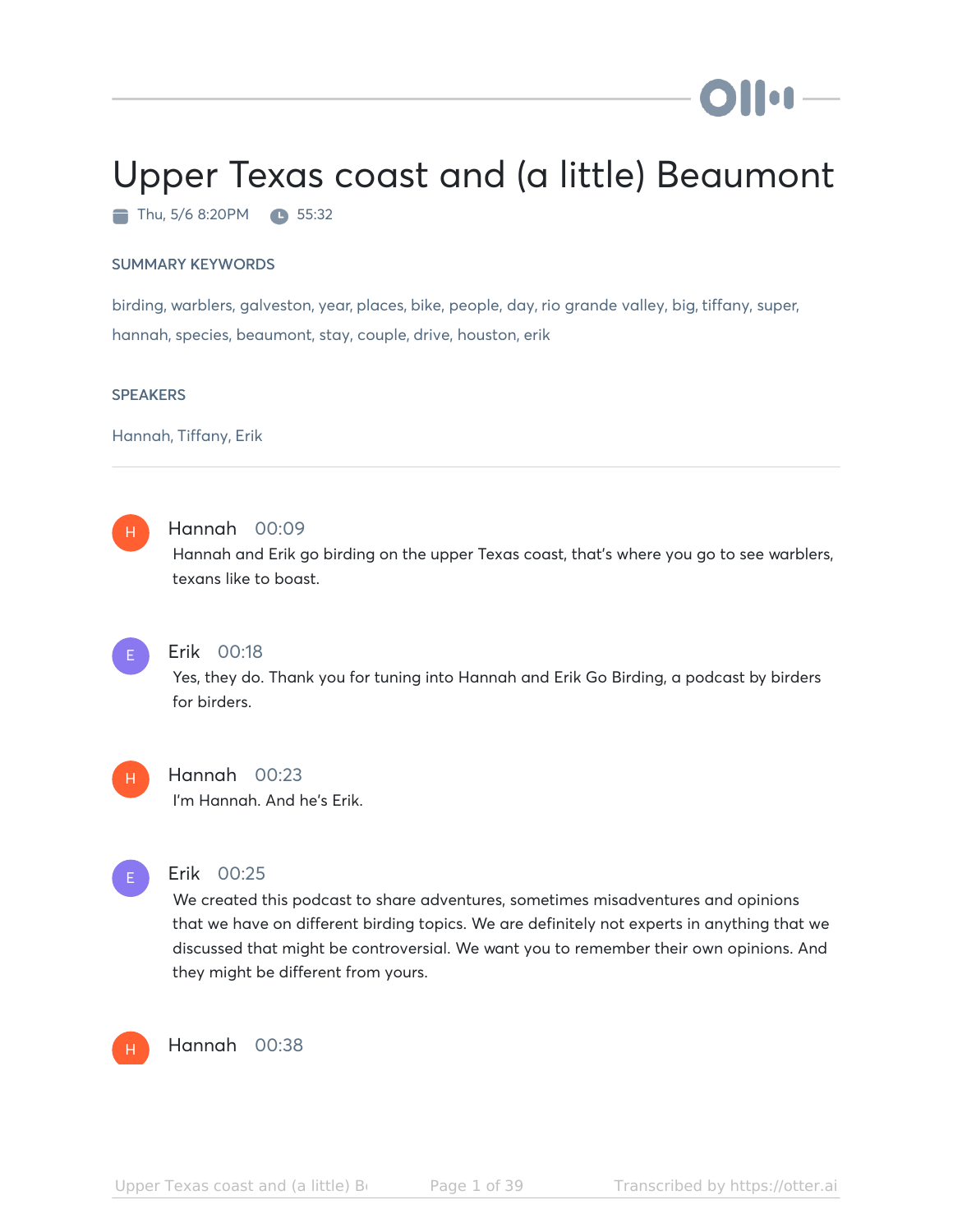# Upper Texas coast and (a little) Beaumont

Thu, 5/6 8:20PM 55:32

SUMMARY KEYWORDS

birding, warblers, galveston, year, places, bike, people, day, rio grande valley, big, tiffany, super, hannah, species, beaumont, stay, couple, drive, houston, erik

SPEAKERS

Hannah, Tiffany, Erik

---

**Hannah** 00:09
Hannah and Erik go birding on the upper Texas coast, that's where you go to see warblers, texans like to boast.

**Erik** 00:18
Yes, they do. Thank you for tuning into Hannah and Erik Go Birding, a podcast by birders for birders.

**Hannah** 00:23
I'm Hannah. And he's Erik.

**Erik** 00:25
We created this podcast to share adventures, sometimes misadventures and opinions that we have on different birding topics. We are definitely not experts in anything that we discussed that might be controversial. We want you to remember their own opinions. And they might be different from yours.

**Hannah** 00:38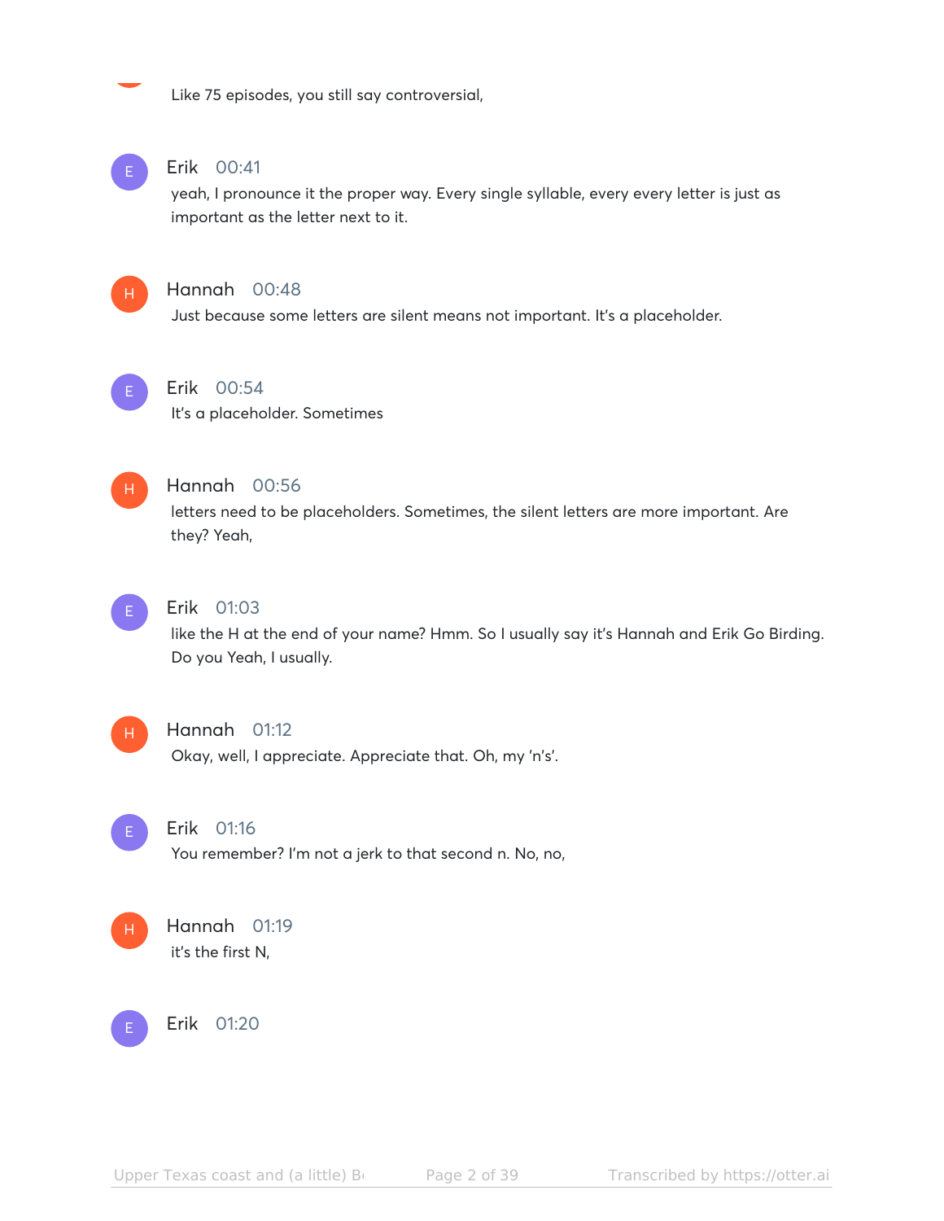Like 75 episodes, you still say controversial,

**Erik** 00:41
yeah, I pronounce it the proper way. Every single syllable, every every letter is just as important as the letter next to it.

**Hannah** 00:48
Just because some letters are silent means not important. It's a placeholder.

**Erik** 00:54
It's a placeholder. Sometimes

**Hannah** 00:56
letters need to be placeholders. Sometimes, the silent letters are more important. Are they? Yeah,

**Erik** 01:03
like the H at the end of your name? Hmm. So I usually say it's Hannah and Erik Go Birding. Do you Yeah, I usually.

**Hannah** 01:12
Okay, well, I appreciate. Appreciate that. Oh, my 'n's'.

**Erik** 01:16
You remember? I'm not a jerk to that second n. No, no,

**Hannah** 01:19
it's the first N,

**Erik** 01:20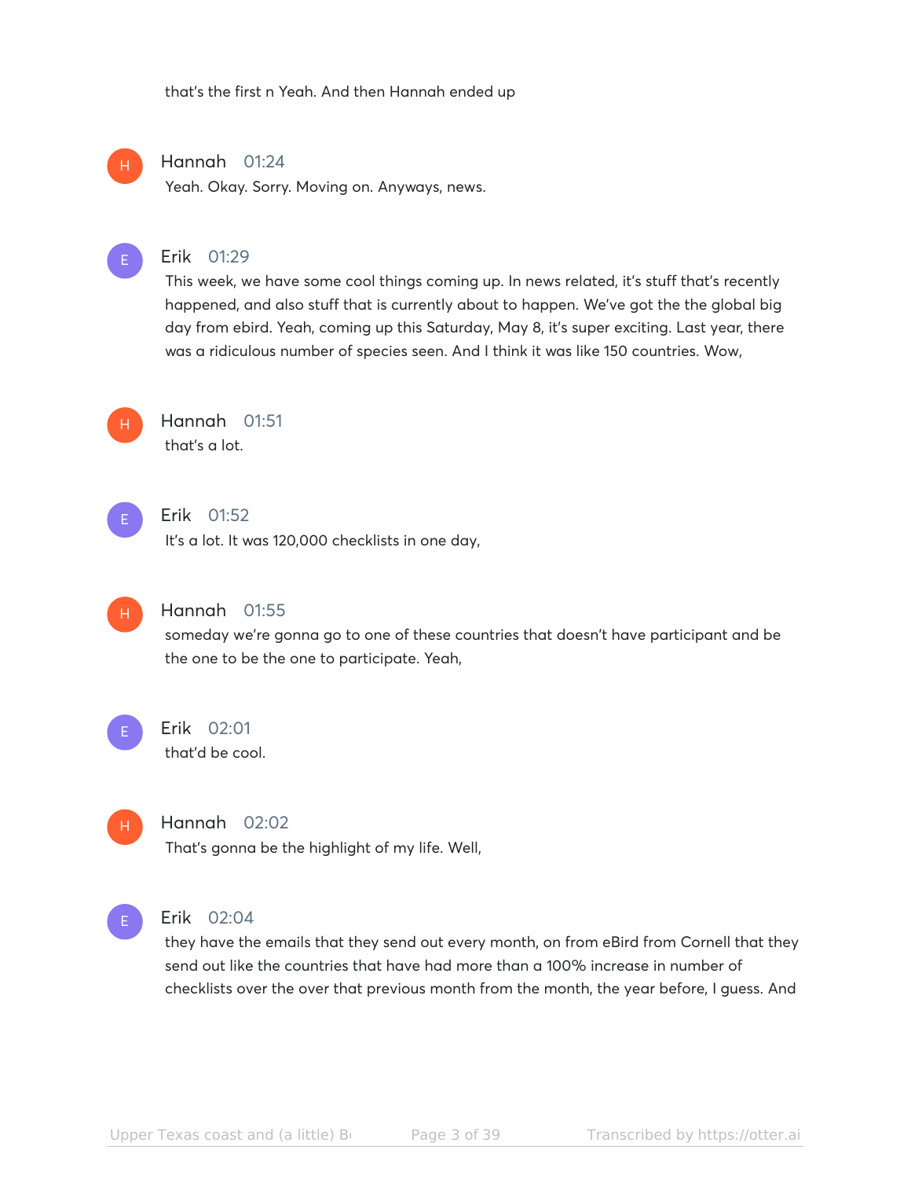that's the first n Yeah. And then Hannah ended up

**Hannah** 01:24
Yeah. Okay. Sorry. Moving on. Anyways, news.

**Erik** 01:29
This week, we have some cool things coming up. In news related, it's stuff that's recently happened, and also stuff that is currently about to happen. We've got the the global big day from ebird. Yeah, coming up this Saturday, May 8, it's super exciting. Last year, there was a ridiculous number of species seen. And I think it was like 150 countries. Wow,

**Hannah** 01:51
that's a lot.

**Erik** 01:52
It's a lot. It was 120,000 checklists in one day,

**Hannah** 01:55
someday we're gonna go to one of these countries that doesn't have participant and be the one to be the one to participate. Yeah,

**Erik** 02:01
that'd be cool.

**Hannah** 02:02
That's gonna be the highlight of my life. Well,

**Erik** 02:04
they have the emails that they send out every month, on from eBird from Cornell that they send out like the countries that have had more than a 100% increase in number of checklists over the over that previous month from the month, the year before, I guess. And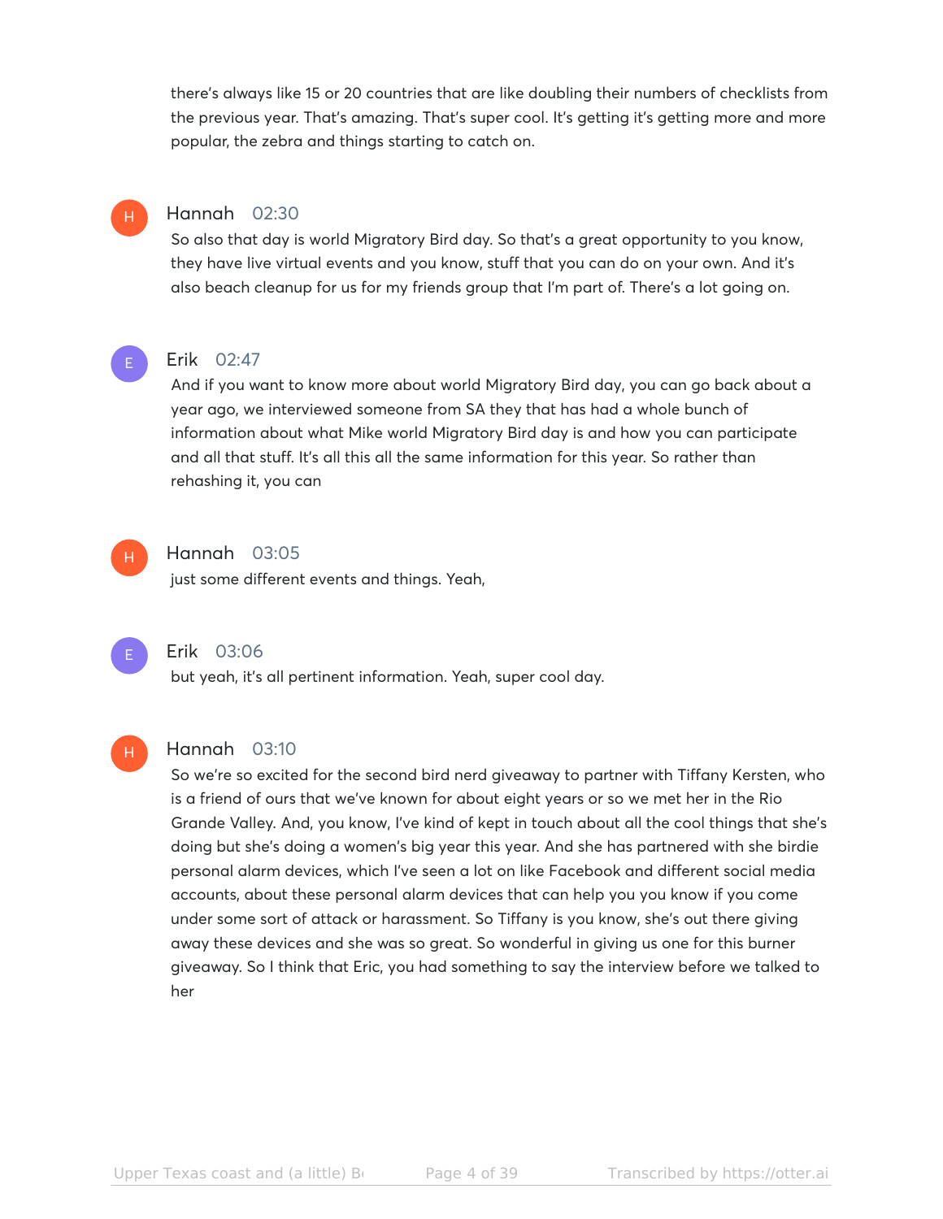there's always like 15 or 20 countries that are like doubling their numbers of checklists from the previous year. That's amazing. That's super cool. It's getting it's getting more and more popular, the zebra and things starting to catch on.

**Hannah** 02:30
So also that day is world Migratory Bird day. So that's a great opportunity to you know, they have live virtual events and you know, stuff that you can do on your own. And it's also beach cleanup for us for my friends group that I'm part of. There's a lot going on.

**Erik** 02:47
And if you want to know more about world Migratory Bird day, you can go back about a year ago, we interviewed someone from SA they that has had a whole bunch of information about what Mike world Migratory Bird day is and how you can participate and all that stuff. It's all this all the same information for this year. So rather than rehashing it, you can

**Hannah** 03:05
just some different events and things. Yeah,

**Erik** 03:06
but yeah, it's all pertinent information. Yeah, super cool day.

**Hannah** 03:10
So we're so excited for the second bird nerd giveaway to partner with Tiffany Kersten, who is a friend of ours that we've known for about eight years or so we met her in the Rio Grande Valley. And, you know, I've kind of kept in touch about all the cool things that she's doing but she's doing a women's big year this year. And she has partnered with she birdie personal alarm devices, which I've seen a lot on like Facebook and different social media accounts, about these personal alarm devices that can help you you know if you come under some sort of attack or harassment. So Tiffany is you know, she's out there giving away these devices and she was so great. So wonderful in giving us one for this burner giveaway. So I think that Eric, you had something to say the interview before we talked to her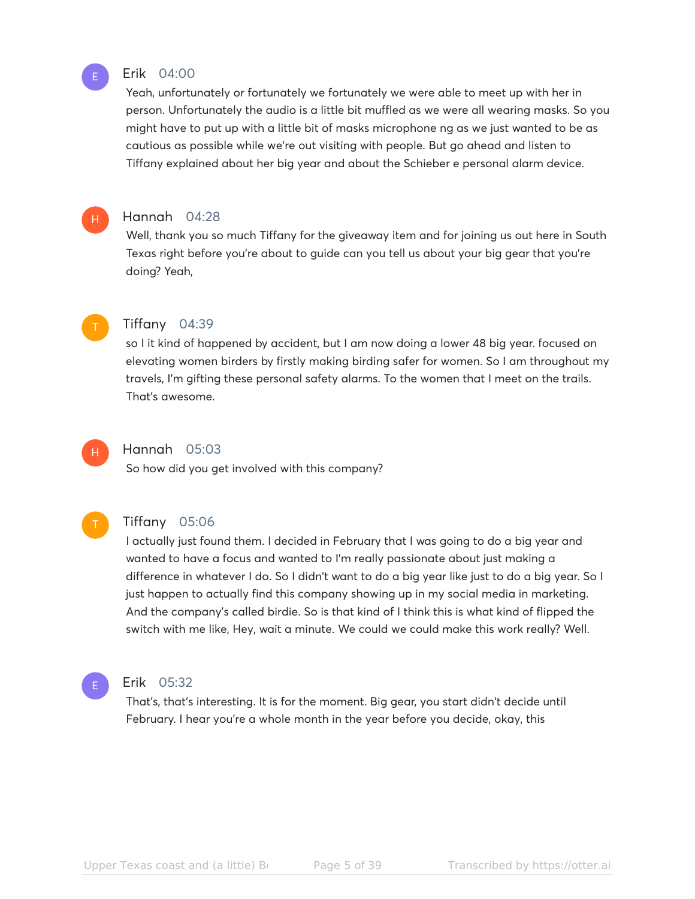**Erik** 04:00

Yeah, unfortunately or fortunately we fortunately we were able to meet up with her in person. Unfortunately the audio is a little bit muffled as we were all wearing masks. So you might have to put up with a little bit of masks microphone ng as we just wanted to be as cautious as possible while we're out visiting with people. But go ahead and listen to Tiffany explained about her big year and about the Schieber e personal alarm device.

**Hannah** 04:28

Well, thank you so much Tiffany for the giveaway item and for joining us out here in South Texas right before you're about to guide can you tell us about your big gear that you're doing? Yeah,

**Tiffany** 04:39

so I it kind of happened by accident, but I am now doing a lower 48 big year. focused on elevating women birders by firstly making birding safer for women. So I am throughout my travels, I'm gifting these personal safety alarms. To the women that I meet on the trails. That's awesome.

**Hannah** 05:03

So how did you get involved with this company?

**Tiffany** 05:06

I actually just found them. I decided in February that I was going to do a big year and wanted to have a focus and wanted to I'm really passionate about just making a difference in whatever I do. So I didn't want to do a big year like just to do a big year. So I just happen to actually find this company showing up in my social media in marketing. And the company's called birdie. So is that kind of I think this is what kind of flipped the switch with me like, Hey, wait a minute. We could we could make this work really? Well.

**Erik** 05:32

That's, that's interesting. It is for the moment. Big gear, you start didn't decide until February. I hear you're a whole month in the year before you decide, okay, this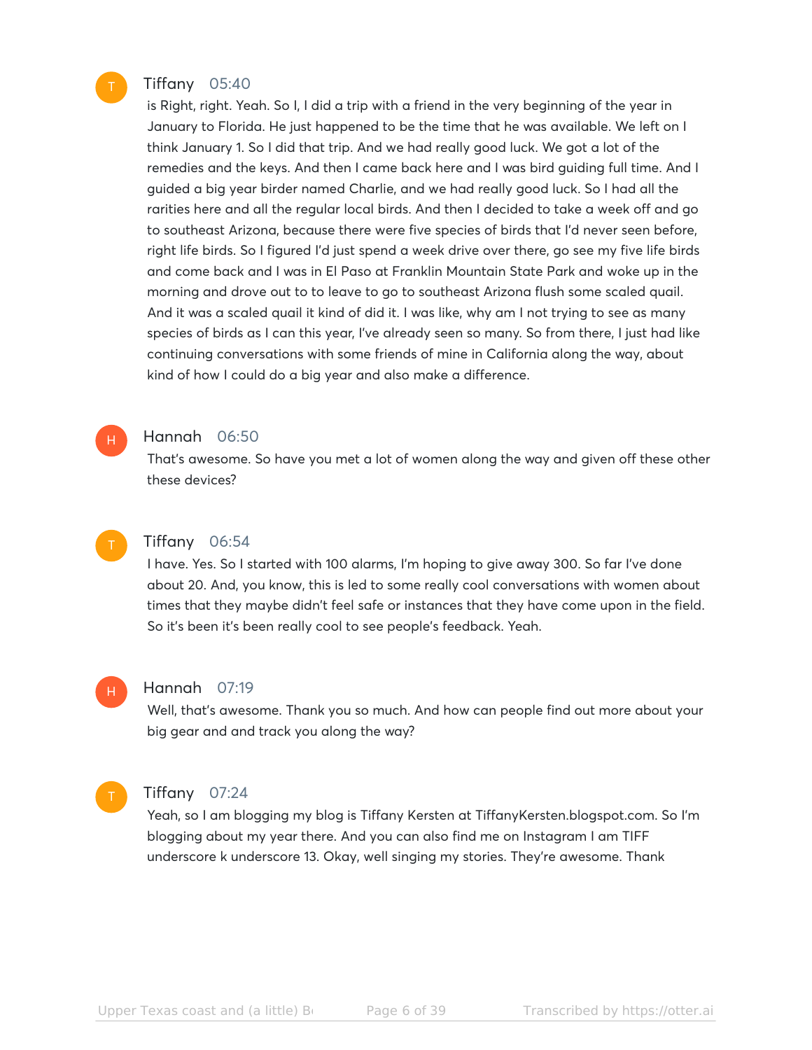**Tiffany** 05:40

is Right, right. Yeah. So I, I did a trip with a friend in the very beginning of the year in January to Florida. He just happened to be the time that he was available. We left on I think January 1. So I did that trip. And we had really good luck. We got a lot of the remedies and the keys. And then I came back here and I was bird guiding full time. And I guided a big year birder named Charlie, and we had really good luck. So I had all the rarities here and all the regular local birds. And then I decided to take a week off and go to southeast Arizona, because there were five species of birds that I'd never seen before, right life birds. So I figured I'd just spend a week drive over there, go see my five life birds and come back and I was in El Paso at Franklin Mountain State Park and woke up in the morning and drove out to to leave to go to southeast Arizona flush some scaled quail. And it was a scaled quail it kind of did it. I was like, why am I not trying to see as many species of birds as I can this year, I've already seen so many. So from there, I just had like continuing conversations with some friends of mine in California along the way, about kind of how I could do a big year and also make a difference.

**Hannah** 06:50

That's awesome. So have you met a lot of women along the way and given off these other these devices?

**Tiffany** 06:54

I have. Yes. So I started with 100 alarms, I'm hoping to give away 300. So far I've done about 20. And, you know, this is led to some really cool conversations with women about times that they maybe didn't feel safe or instances that they have come upon in the field. So it's been it's been really cool to see people's feedback. Yeah.

**Hannah** 07:19

Well, that's awesome. Thank you so much. And how can people find out more about your big gear and and track you along the way?

**Tiffany** 07:24

Yeah, so I am blogging my blog is Tiffany Kersten at TiffanyKersten.blogspot.com. So I'm blogging about my year there. And you can also find me on Instagram I am TIFF underscore k underscore 13. Okay, well singing my stories. They're awesome. Thank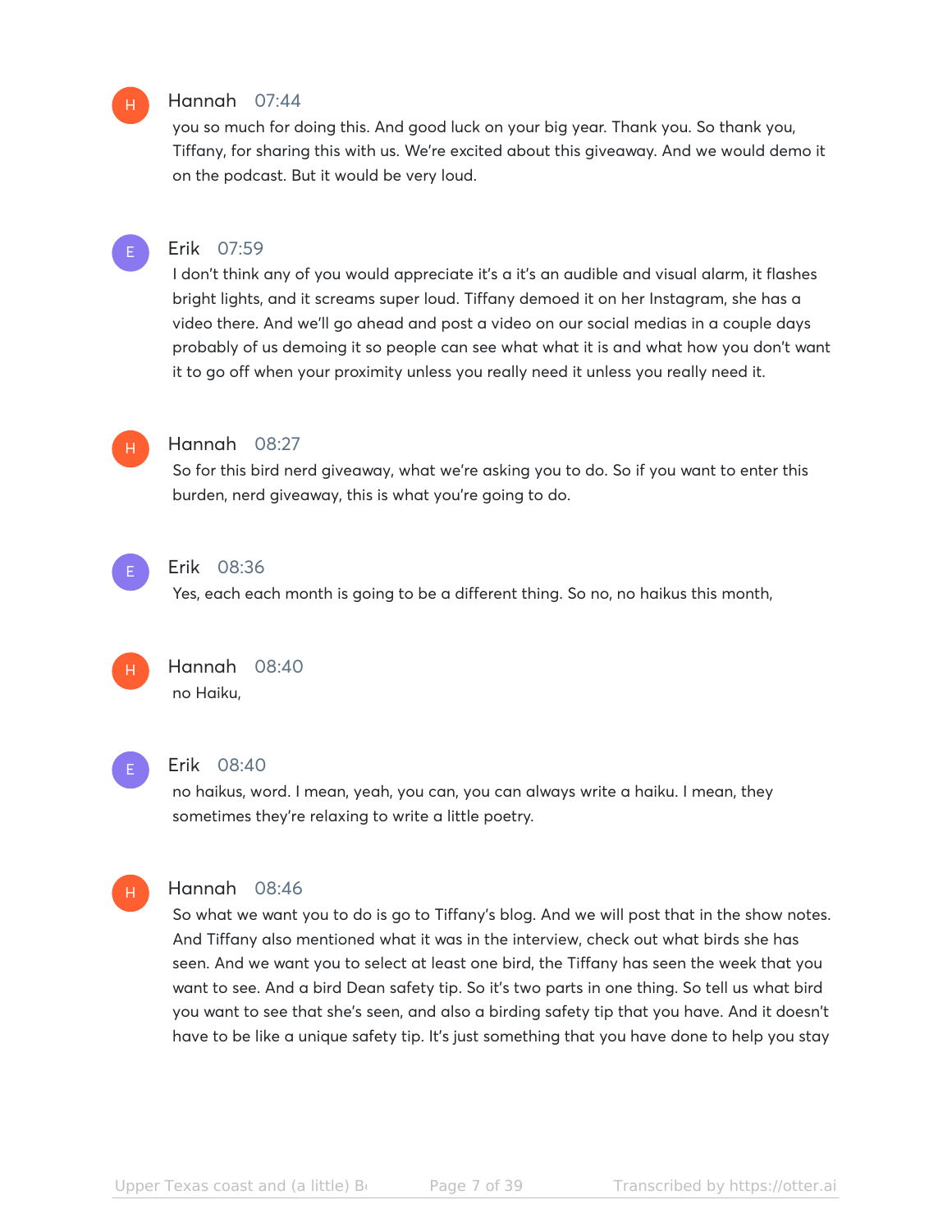**Hannah** 07:44

you so much for doing this. And good luck on your big year. Thank you. So thank you, Tiffany, for sharing this with us. We're excited about this giveaway. And we would demo it on the podcast. But it would be very loud.

**Erik** 07:59

I don't think any of you would appreciate it's a it's an audible and visual alarm, it flashes bright lights, and it screams super loud. Tiffany demoed it on her Instagram, she has a video there. And we'll go ahead and post a video on our social medias in a couple days probably of us demoing it so people can see what what it is and what how you don't want it to go off when your proximity unless you really need it unless you really need it.

**Hannah** 08:27

So for this bird nerd giveaway, what we're asking you to do. So if you want to enter this burden, nerd giveaway, this is what you're going to do.

**Erik** 08:36

Yes, each each month is going to be a different thing. So no, no haikus this month,

**Hannah** 08:40

no Haiku,

**Erik** 08:40

no haikus, word. I mean, yeah, you can, you can always write a haiku. I mean, they sometimes they're relaxing to write a little poetry.

**Hannah** 08:46

So what we want you to do is go to Tiffany's blog. And we will post that in the show notes. And Tiffany also mentioned what it was in the interview, check out what birds she has seen. And we want you to select at least one bird, the Tiffany has seen the week that you want to see. And a bird Dean safety tip. So it's two parts in one thing. So tell us what bird you want to see that she's seen, and also a birding safety tip that you have. And it doesn't have to be like a unique safety tip. It's just something that you have done to help you stay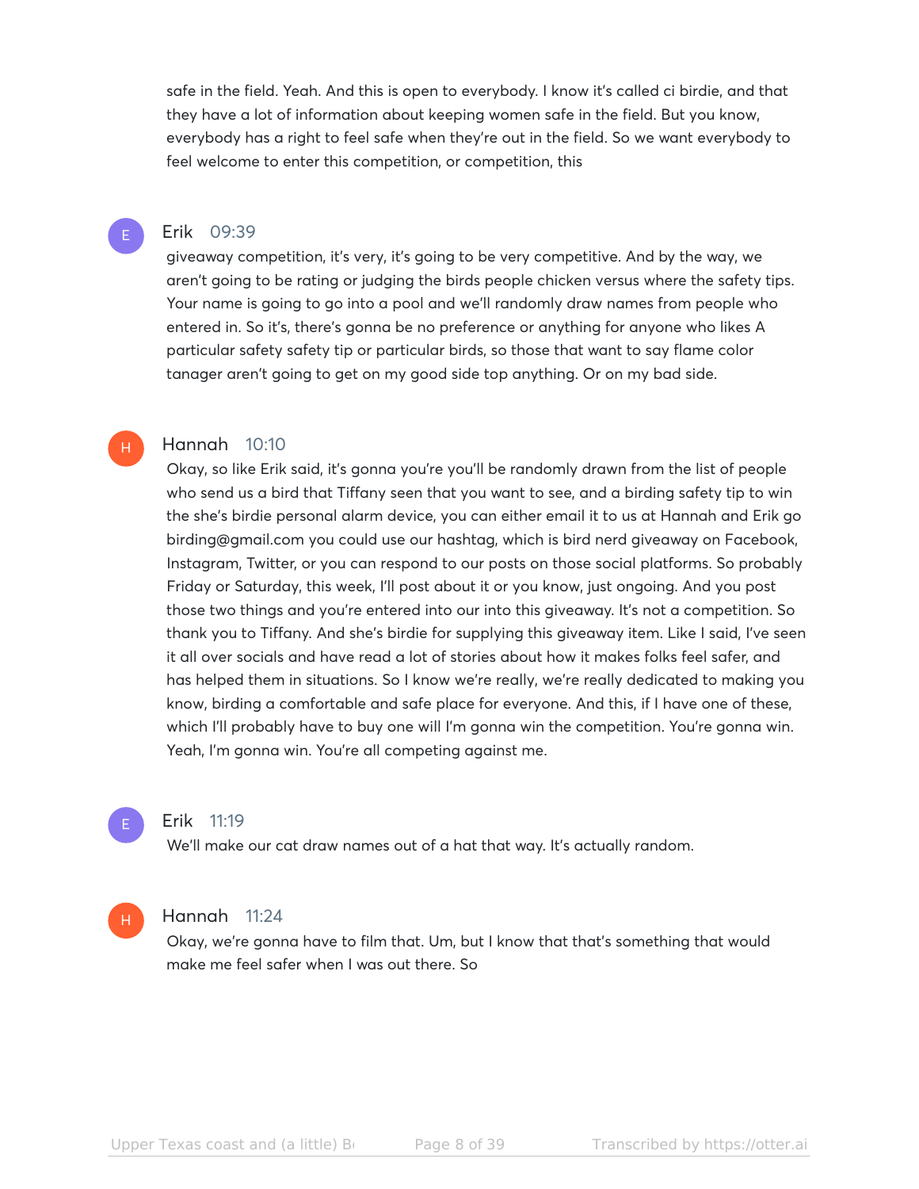safe in the field. Yeah. And this is open to everybody. I know it's called ci birdie, and that they have a lot of information about keeping women safe in the field. But you know, everybody has a right to feel safe when they're out in the field. So we want everybody to feel welcome to enter this competition, or competition, this

**Erik** 09:39

giveaway competition, it's very, it's going to be very competitive. And by the way, we aren't going to be rating or judging the birds people chicken versus where the safety tips. Your name is going to go into a pool and we'll randomly draw names from people who entered in. So it's, there's gonna be no preference or anything for anyone who likes A particular safety safety tip or particular birds, so those that want to say flame color tanager aren't going to get on my good side top anything. Or on my bad side.

**Hannah** 10:10

Okay, so like Erik said, it's gonna you're you'll be randomly drawn from the list of people who send us a bird that Tiffany seen that you want to see, and a birding safety tip to win the she's birdie personal alarm device, you can either email it to us at Hannah and Erik go birding@gmail.com you could use our hashtag, which is bird nerd giveaway on Facebook, Instagram, Twitter, or you can respond to our posts on those social platforms. So probably Friday or Saturday, this week, I'll post about it or you know, just ongoing. And you post those two things and you're entered into our into this giveaway. It's not a competition. So thank you to Tiffany. And she's birdie for supplying this giveaway item. Like I said, I've seen it all over socials and have read a lot of stories about how it makes folks feel safer, and has helped them in situations. So I know we're really, we're really dedicated to making you know, birding a comfortable and safe place for everyone. And this, if I have one of these, which I'll probably have to buy one will I'm gonna win the competition. You're gonna win. Yeah, I'm gonna win. You're all competing against me.

**Erik** 11:19

We'll make our cat draw names out of a hat that way. It's actually random.

**Hannah** 11:24

Okay, we're gonna have to film that. Um, but I know that that's something that would make me feel safer when I was out there. So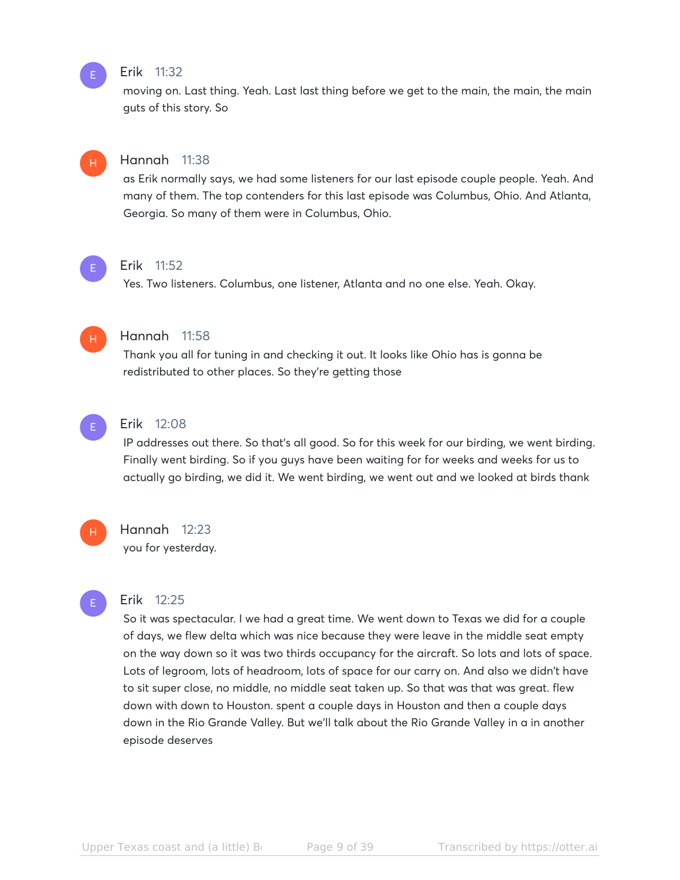**Erik** 11:32

moving on. Last thing. Yeah. Last last thing before we get to the main, the main, the main guts of this story. So

**Hannah** 11:38

as Erik normally says, we had some listeners for our last episode couple people. Yeah. And many of them. The top contenders for this last episode was Columbus, Ohio. And Atlanta, Georgia. So many of them were in Columbus, Ohio.

**Erik** 11:52

Yes. Two listeners. Columbus, one listener, Atlanta and no one else. Yeah. Okay.

**Hannah** 11:58

Thank you all for tuning in and checking it out. It looks like Ohio has is gonna be redistributed to other places. So they're getting those

**Erik** 12:08

IP addresses out there. So that's all good. So for this week for our birding, we went birding. Finally went birding. So if you guys have been waiting for for weeks and weeks for us to actually go birding, we did it. We went birding, we went out and we looked at birds thank

**Hannah** 12:23

you for yesterday.

**Erik** 12:25

So it was spectacular. I we had a great time. We went down to Texas we did for a couple of days, we flew delta which was nice because they were leave in the middle seat empty on the way down so it was two thirds occupancy for the aircraft. So lots and lots of space. Lots of legroom, lots of headroom, lots of space for our carry on. And also we didn't have to sit super close, no middle, no middle seat taken up. So that was that was great. flew down with down to Houston. spent a couple days in Houston and then a couple days down in the Rio Grande Valley. But we'll talk about the Rio Grande Valley in a in another episode deserves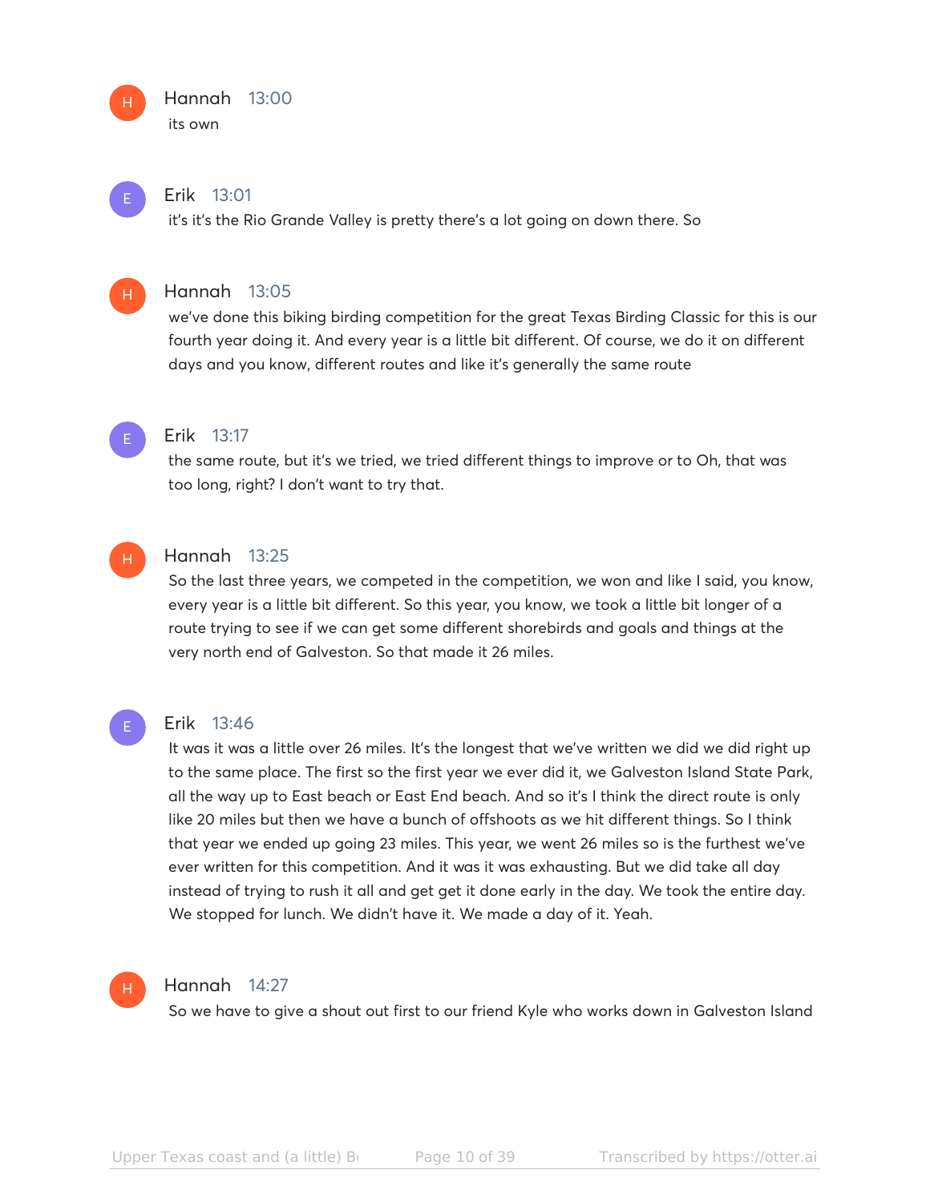**Hannah** 13:00
its own

**Erik** 13:01
it's it's the Rio Grande Valley is pretty there's a lot going on down there. So

**Hannah** 13:05
we've done this biking birding competition for the great Texas Birding Classic for this is our fourth year doing it. And every year is a little bit different. Of course, we do it on different days and you know, different routes and like it's generally the same route

**Erik** 13:17
the same route, but it's we tried, we tried different things to improve or to Oh, that was too long, right? I don't want to try that.

**Hannah** 13:25
So the last three years, we competed in the competition, we won and like I said, you know, every year is a little bit different. So this year, you know, we took a little bit longer of a route trying to see if we can get some different shorebirds and goals and things at the very north end of Galveston. So that made it 26 miles.

**Erik** 13:46
It was it was a little over 26 miles. It's the longest that we've written we did we did right up to the same place. The first so the first year we ever did it, we Galveston Island State Park, all the way up to East beach or East End beach. And so it's I think the direct route is only like 20 miles but then we have a bunch of offshoots as we hit different things. So I think that year we ended up going 23 miles. This year, we went 26 miles so is the furthest we've ever written for this competition. And it was it was exhausting. But we did take all day instead of trying to rush it all and get get it done early in the day. We took the entire day. We stopped for lunch. We didn't have it. We made a day of it. Yeah.

**Hannah** 14:27
So we have to give a shout out first to our friend Kyle who works down in Galveston Island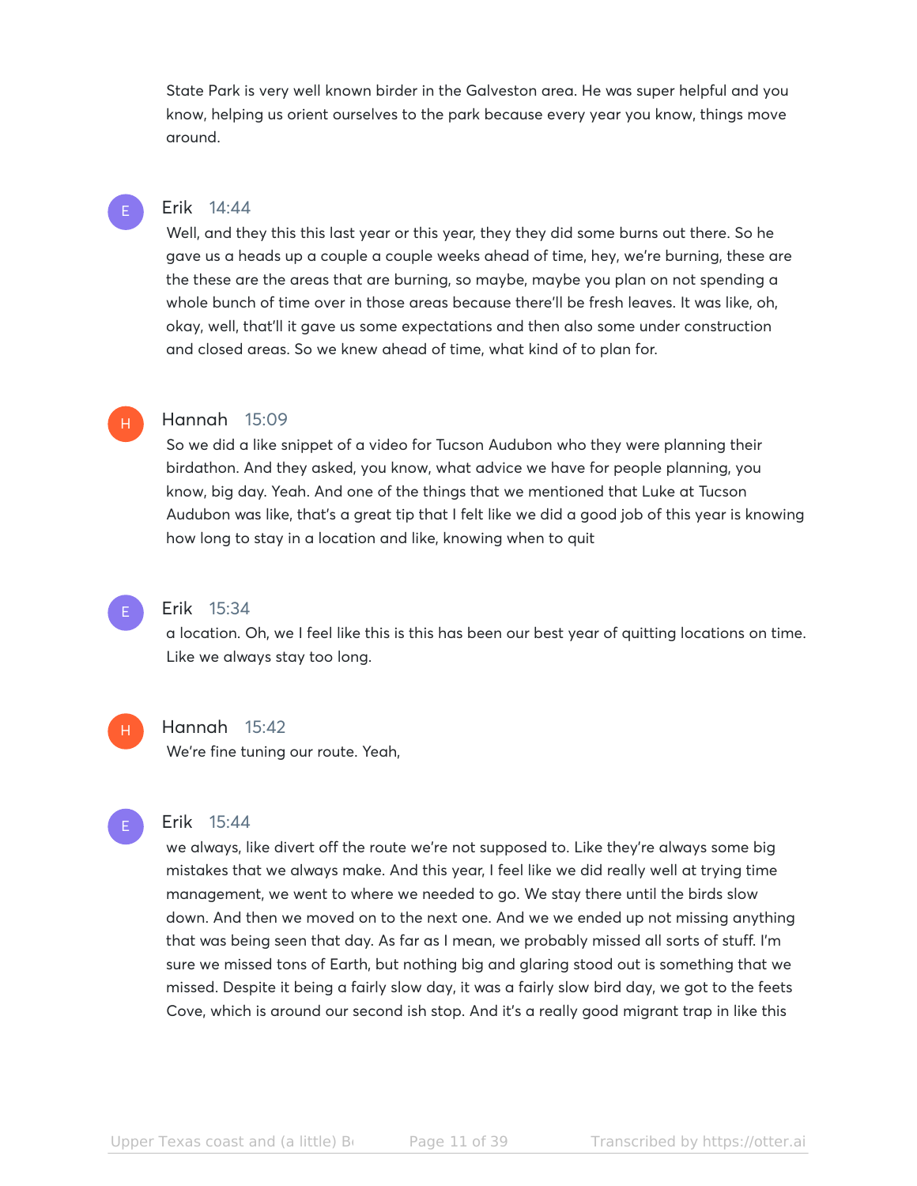State Park is very well known birder in the Galveston area. He was super helpful and you know, helping us orient ourselves to the park because every year you know, things move around.

**Erik** 14:44

Well, and they this this last year or this year, they they did some burns out there. So he gave us a heads up a couple a couple weeks ahead of time, hey, we're burning, these are the these are the areas that are burning, so maybe, maybe you plan on not spending a whole bunch of time over in those areas because there'll be fresh leaves. It was like, oh, okay, well, that'll it gave us some expectations and then also some under construction and closed areas. So we knew ahead of time, what kind of to plan for.

**Hannah** 15:09

So we did a like snippet of a video for Tucson Audubon who they were planning their birdathon. And they asked, you know, what advice we have for people planning, you know, big day. Yeah. And one of the things that we mentioned that Luke at Tucson Audubon was like, that's a great tip that I felt like we did a good job of this year is knowing how long to stay in a location and like, knowing when to quit

**Erik** 15:34

a location. Oh, we I feel like this is this has been our best year of quitting locations on time. Like we always stay too long.

**Hannah** 15:42

We're fine tuning our route. Yeah,

**Erik** 15:44

we always, like divert off the route we're not supposed to. Like they're always some big mistakes that we always make. And this year, I feel like we did really well at trying time management, we went to where we needed to go. We stay there until the birds slow down. And then we moved on to the next one. And we we ended up not missing anything that was being seen that day. As far as I mean, we probably missed all sorts of stuff. I'm sure we missed tons of Earth, but nothing big and glaring stood out is something that we missed. Despite it being a fairly slow day, it was a fairly slow bird day, we got to the feets Cove, which is around our second ish stop. And it's a really good migrant trap in like this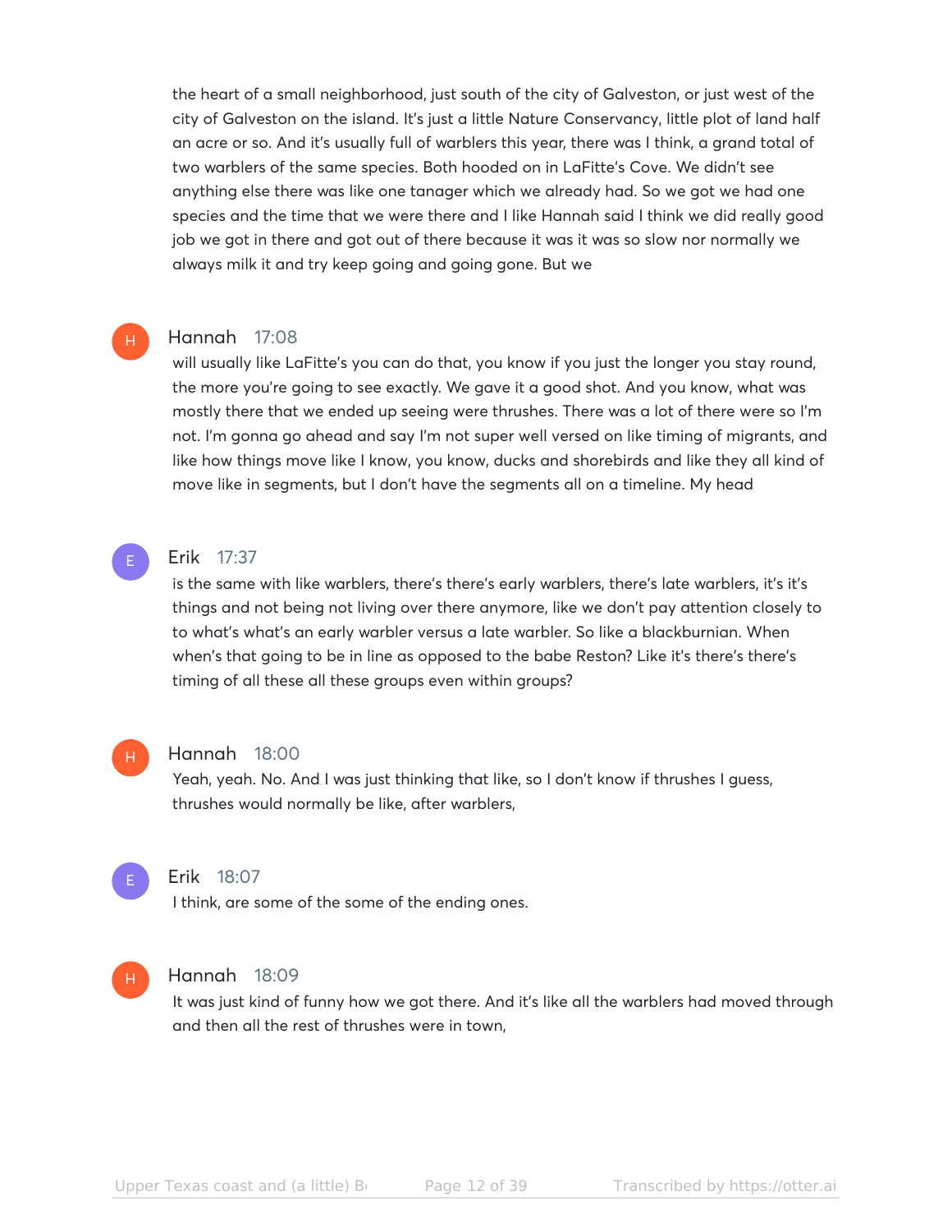the heart of a small neighborhood, just south of the city of Galveston, or just west of the city of Galveston on the island. It's just a little Nature Conservancy, little plot of land half an acre or so. And it's usually full of warblers this year, there was I think, a grand total of two warblers of the same species. Both hooded on in LaFitte's Cove. We didn't see anything else there was like one tanager which we already had. So we got we had one species and the time that we were there and I like Hannah said I think we did really good job we got in there and got out of there because it was it was so slow nor normally we always milk it and try keep going and going gone. But we

**Hannah** 17:08

will usually like LaFitte's you can do that, you know if you just the longer you stay round, the more you're going to see exactly. We gave it a good shot. And you know, what was mostly there that we ended up seeing were thrushes. There was a lot of there were so I'm not. I'm gonna go ahead and say I'm not super well versed on like timing of migrants, and like how things move like I know, you know, ducks and shorebirds and like they all kind of move like in segments, but I don't have the segments all on a timeline. My head

**Erik** 17:37

is the same with like warblers, there's there's early warblers, there's late warblers, it's it's things and not being not living over there anymore, like we don't pay attention closely to to what's what's an early warbler versus a late warbler. So like a blackburnian. When when's that going to be in line as opposed to the babe Reston? Like it's there's there's timing of all these all these groups even within groups?

**Hannah** 18:00

Yeah, yeah. No. And I was just thinking that like, so I don't know if thrushes I guess, thrushes would normally be like, after warblers,

**Erik** 18:07

I think, are some of the some of the ending ones.

**Hannah** 18:09

It was just kind of funny how we got there. And it's like all the warblers had moved through and then all the rest of thrushes were in town,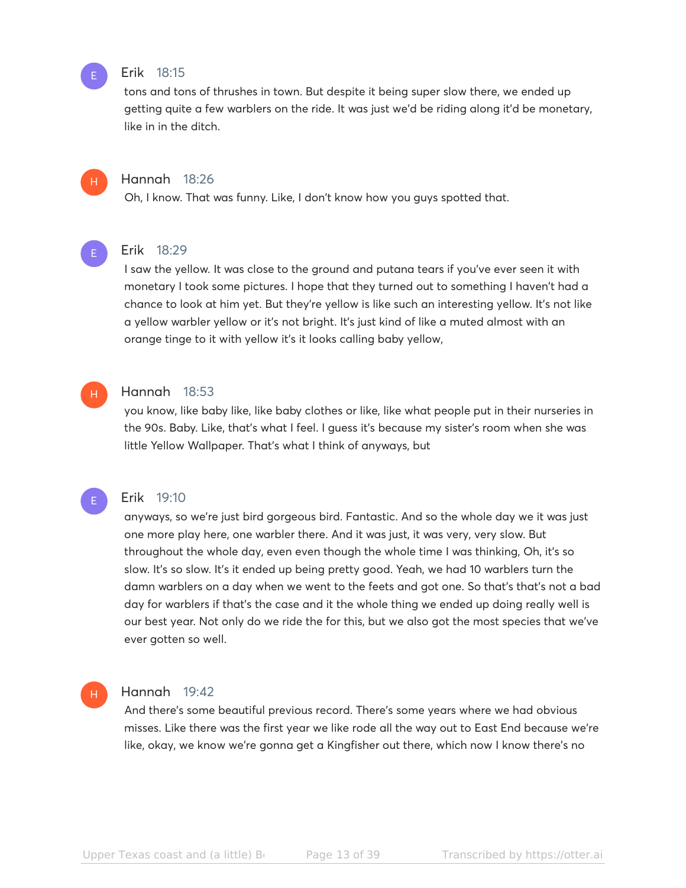**Erik** 18:15

tons and tons of thrushes in town. But despite it being super slow there, we ended up getting quite a few warblers on the ride. It was just we'd be riding along it'd be monetary, like in in the ditch.

**Hannah** 18:26

Oh, I know. That was funny. Like, I don't know how you guys spotted that.

**Erik** 18:29

I saw the yellow. It was close to the ground and putana tears if you've ever seen it with monetary I took some pictures. I hope that they turned out to something I haven't had a chance to look at him yet. But they're yellow is like such an interesting yellow. It's not like a yellow warbler yellow or it's not bright. It's just kind of like a muted almost with an orange tinge to it with yellow it's it looks calling baby yellow,

**Hannah** 18:53

you know, like baby like, like baby clothes or like, like what people put in their nurseries in the 90s. Baby. Like, that's what I feel. I guess it's because my sister's room when she was little Yellow Wallpaper. That's what I think of anyways, but

**Erik** 19:10

anyways, so we're just bird gorgeous bird. Fantastic. And so the whole day we it was just one more play here, one warbler there. And it was just, it was very, very slow. But throughout the whole day, even even though the whole time I was thinking, Oh, it's so slow. It's so slow. It's it ended up being pretty good. Yeah, we had 10 warblers turn the damn warblers on a day when we went to the feets and got one. So that's that's not a bad day for warblers if that's the case and it the whole thing we ended up doing really well is our best year. Not only do we ride the for this, but we also got the most species that we've ever gotten so well.

**Hannah** 19:42

And there's some beautiful previous record. There's some years where we had obvious misses. Like there was the first year we like rode all the way out to East End because we're like, okay, we know we're gonna get a Kingfisher out there, which now I know there's no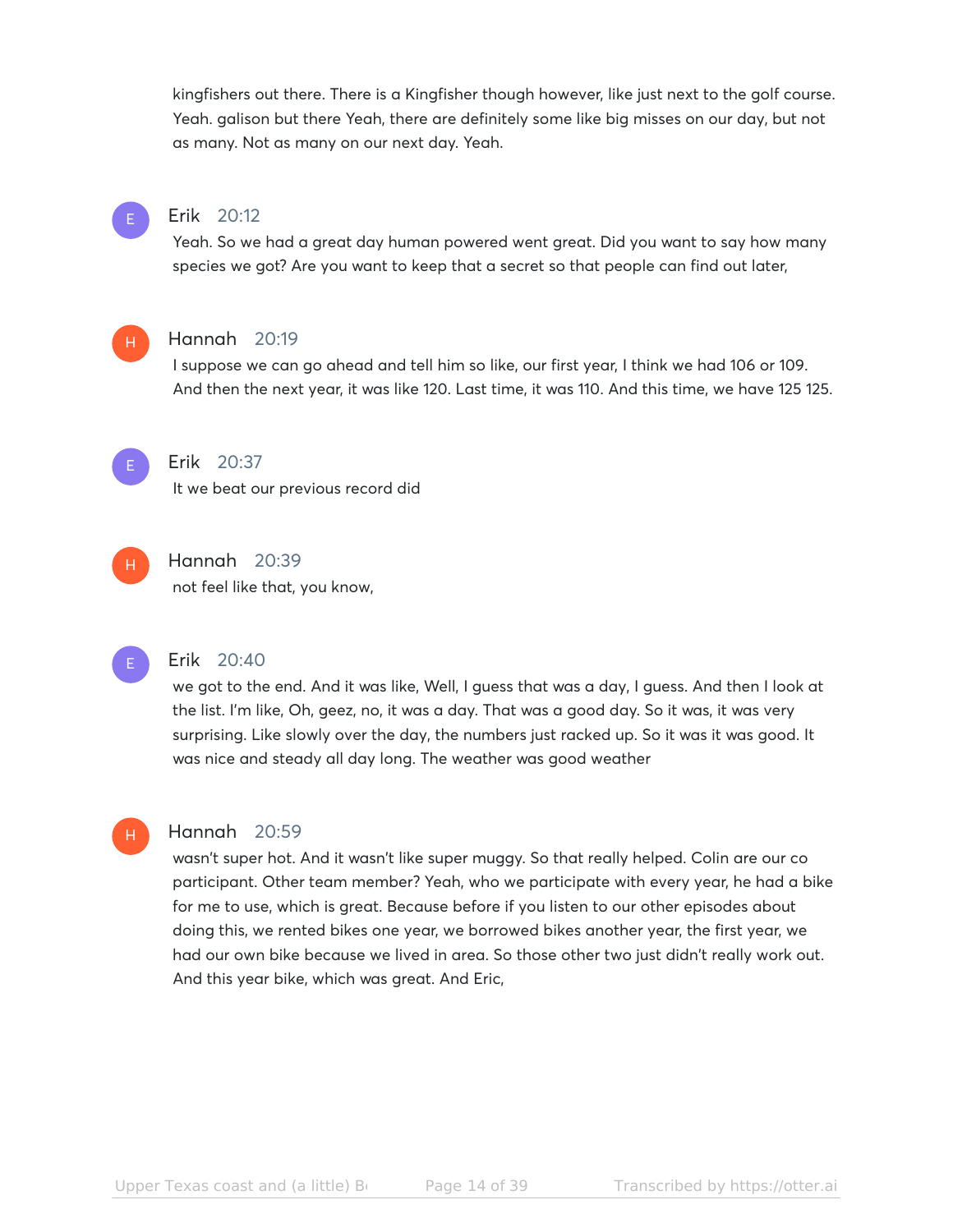kingfishers out there. There is a Kingfisher though however, like just next to the golf course. Yeah. galison but there Yeah, there are definitely some like big misses on our day, but not as many. Not as many on our next day. Yeah.

**Erik** 20:12

Yeah. So we had a great day human powered went great. Did you want to say how many species we got? Are you want to keep that a secret so that people can find out later,

**Hannah** 20:19

I suppose we can go ahead and tell him so like, our first year, I think we had 106 or 109. And then the next year, it was like 120. Last time, it was 110. And this time, we have 125 125.

**Erik** 20:37

It we beat our previous record did

**Hannah** 20:39

not feel like that, you know,

**Erik** 20:40

we got to the end. And it was like, Well, I guess that was a day, I guess. And then I look at the list. I'm like, Oh, geez, no, it was a day. That was a good day. So it was, it was very surprising. Like slowly over the day, the numbers just racked up. So it was it was good. It was nice and steady all day long. The weather was good weather

**Hannah** 20:59

wasn't super hot. And it wasn't like super muggy. So that really helped. Colin are our co participant. Other team member? Yeah, who we participate with every year, he had a bike for me to use, which is great. Because before if you listen to our other episodes about doing this, we rented bikes one year, we borrowed bikes another year, the first year, we had our own bike because we lived in area. So those other two just didn't really work out. And this year bike, which was great. And Eric,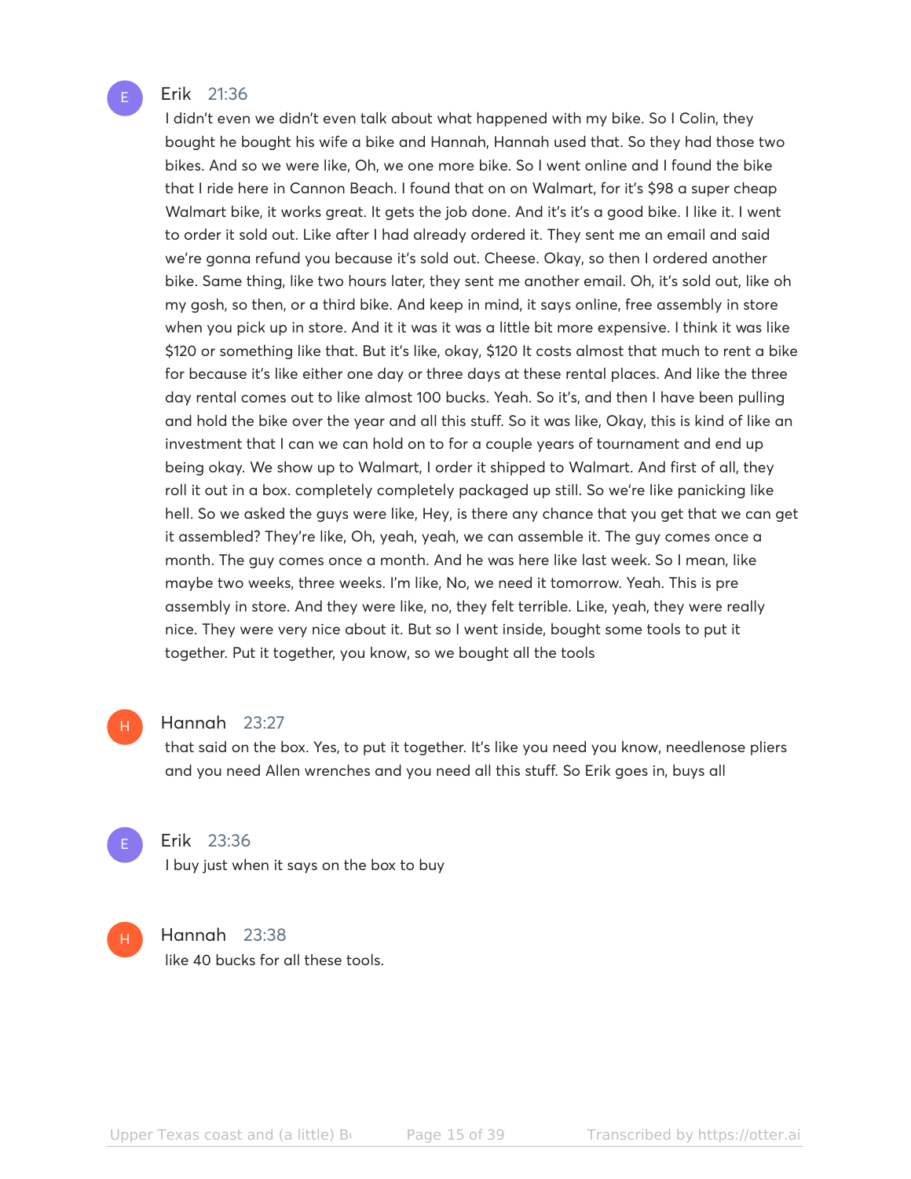**Erik** 21:36

I didn't even we didn't even talk about what happened with my bike. So I Colin, they bought he bought his wife a bike and Hannah, Hannah used that. So they had those two bikes. And so we were like, Oh, we one more bike. So I went online and I found the bike that I ride here in Cannon Beach. I found that on on Walmart, for it's $98 a super cheap Walmart bike, it works great. It gets the job done. And it's it's a good bike. I like it. I went to order it sold out. Like after I had already ordered it. They sent me an email and said we're gonna refund you because it's sold out. Cheese. Okay, so then I ordered another bike. Same thing, like two hours later, they sent me another email. Oh, it's sold out, like oh my gosh, so then, or a third bike. And keep in mind, it says online, free assembly in store when you pick up in store. And it it was it was a little bit more expensive. I think it was like $120 or something like that. But it's like, okay, $120 It costs almost that much to rent a bike for because it's like either one day or three days at these rental places. And like the three day rental comes out to like almost 100 bucks. Yeah. So it's, and then I have been pulling and hold the bike over the year and all this stuff. So it was like, Okay, this is kind of like an investment that I can we can hold on to for a couple years of tournament and end up being okay. We show up to Walmart, I order it shipped to Walmart. And first of all, they roll it out in a box. completely completely packaged up still. So we're like panicking like hell. So we asked the guys were like, Hey, is there any chance that you get that we can get it assembled? They're like, Oh, yeah, yeah, we can assemble it. The guy comes once a month. The guy comes once a month. And he was here like last week. So I mean, like maybe two weeks, three weeks. I'm like, No, we need it tomorrow. Yeah. This is pre assembly in store. And they were like, no, they felt terrible. Like, yeah, they were really nice. They were very nice about it. But so I went inside, bought some tools to put it together. Put it together, you know, so we bought all the tools

**Hannah** 23:27

that said on the box. Yes, to put it together. It's like you need you know, needlenose pliers and you need Allen wrenches and you need all this stuff. So Erik goes in, buys all

**Erik** 23:36

I buy just when it says on the box to buy

**Hannah** 23:38

like 40 bucks for all these tools.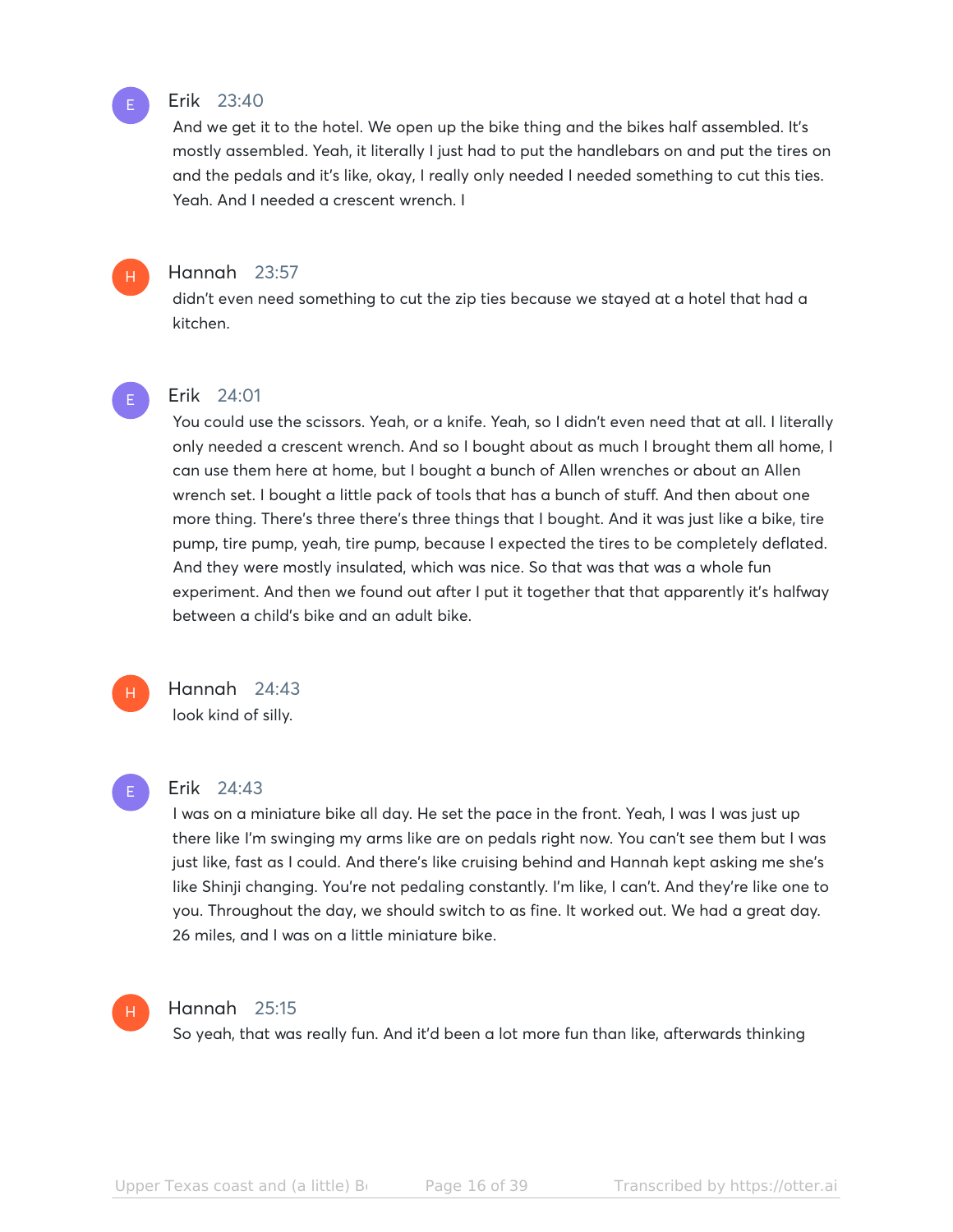Erik 23:40

And we get it to the hotel. We open up the bike thing and the bikes half assembled. It's mostly assembled. Yeah, it literally I just had to put the handlebars on and put the tires on and the pedals and it's like, okay, I really only needed I needed something to cut this ties. Yeah. And I needed a crescent wrench. I

Hannah 23:57

didn't even need something to cut the zip ties because we stayed at a hotel that had a kitchen.

Erik 24:01

You could use the scissors. Yeah, or a knife. Yeah, so I didn't even need that at all. I literally only needed a crescent wrench. And so I bought about as much I brought them all home, I can use them here at home, but I bought a bunch of Allen wrenches or about an Allen wrench set. I bought a little pack of tools that has a bunch of stuff. And then about one more thing. There's three there's three things that I bought. And it was just like a bike, tire pump, tire pump, yeah, tire pump, because I expected the tires to be completely deflated. And they were mostly insulated, which was nice. So that was that was a whole fun experiment. And then we found out after I put it together that that apparently it's halfway between a child's bike and an adult bike.

Hannah 24:43

look kind of silly.

Erik 24:43

I was on a miniature bike all day. He set the pace in the front. Yeah, I was I was just up there like I'm swinging my arms like are on pedals right now. You can't see them but I was just like, fast as I could. And there's like cruising behind and Hannah kept asking me she's like Shinji changing. You're not pedaling constantly. I'm like, I can't. And they're like one to you. Throughout the day, we should switch to as fine. It worked out. We had a great day. 26 miles, and I was on a little miniature bike.

Hannah 25:15

So yeah, that was really fun. And it'd been a lot more fun than like, afterwards thinking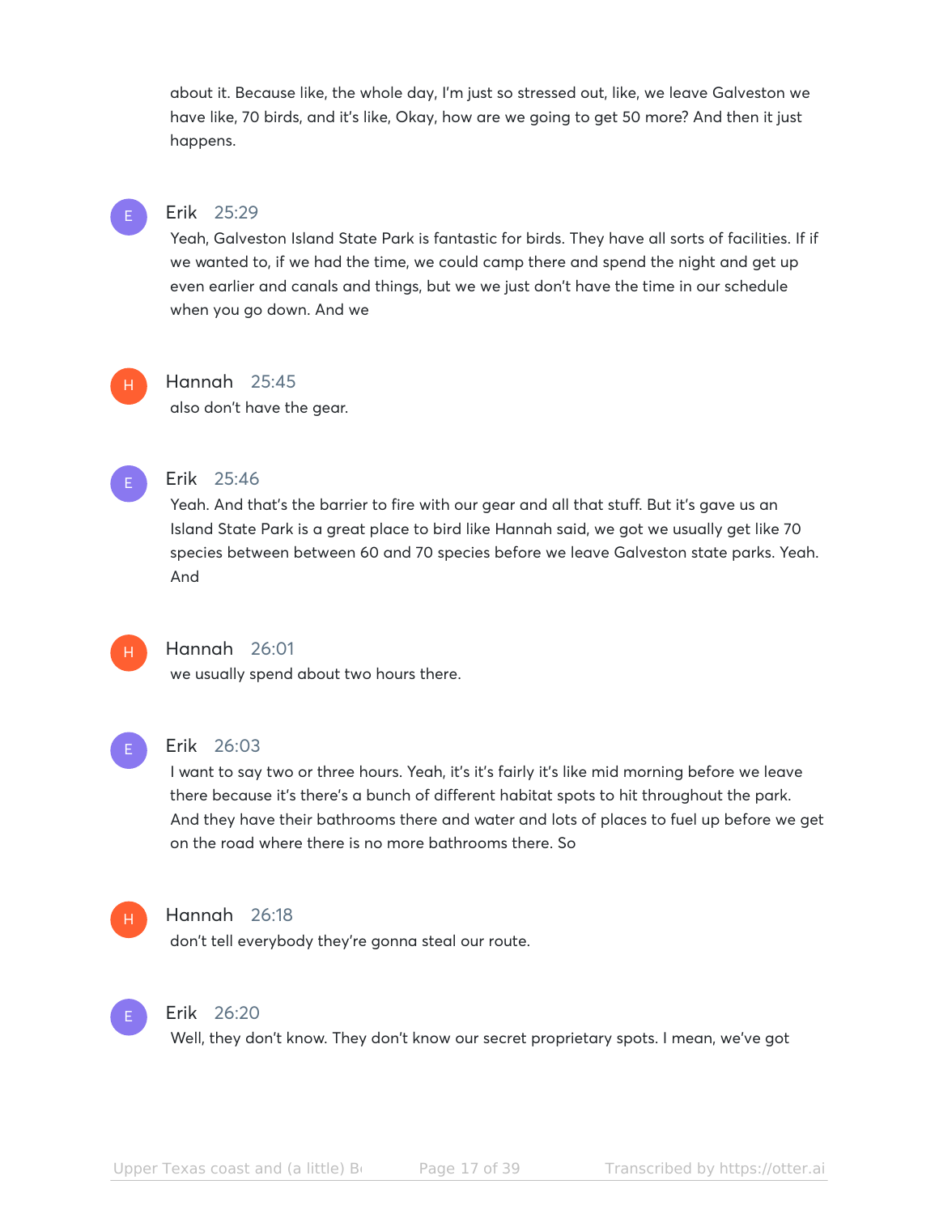about it. Because like, the whole day, I'm just so stressed out, like, we leave Galveston we have like, 70 birds, and it's like, Okay, how are we going to get 50 more? And then it just happens.

**Erik** 25:29
Yeah, Galveston Island State Park is fantastic for birds. They have all sorts of facilities. If if we wanted to, if we had the time, we could camp there and spend the night and get up even earlier and canals and things, but we we just don't have the time in our schedule when you go down. And we

**Hannah** 25:45
also don't have the gear.

**Erik** 25:46
Yeah. And that's the barrier to fire with our gear and all that stuff. But it's gave us an Island State Park is a great place to bird like Hannah said, we got we usually get like 70 species between between 60 and 70 species before we leave Galveston state parks. Yeah. And

**Hannah** 26:01
we usually spend about two hours there.

**Erik** 26:03
I want to say two or three hours. Yeah, it's it's fairly it's like mid morning before we leave there because it's there's a bunch of different habitat spots to hit throughout the park. And they have their bathrooms there and water and lots of places to fuel up before we get on the road where there is no more bathrooms there. So

**Hannah** 26:18
don't tell everybody they're gonna steal our route.

**Erik** 26:20
Well, they don't know. They don't know our secret proprietary spots. I mean, we've got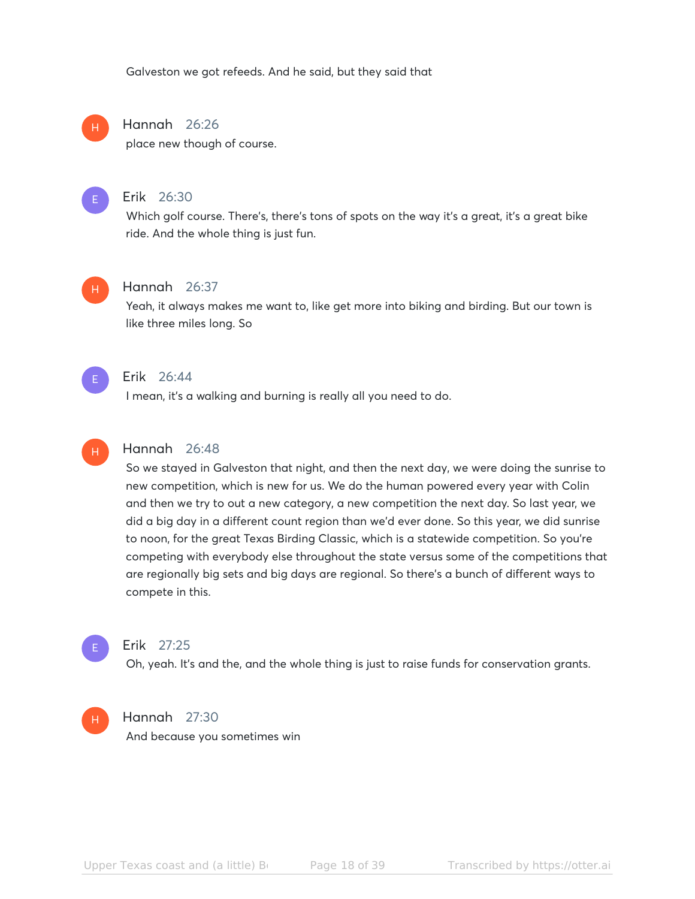Galveston we got refeeds. And he said, but they said that

**Hannah** 26:26

place new though of course.

**Erik** 26:30

Which golf course. There's, there's tons of spots on the way it's a great, it's a great bike ride. And the whole thing is just fun.

**Hannah** 26:37

Yeah, it always makes me want to, like get more into biking and birding. But our town is like three miles long. So

**Erik** 26:44

I mean, it's a walking and burning is really all you need to do.

**Hannah** 26:48

So we stayed in Galveston that night, and then the next day, we were doing the sunrise to new competition, which is new for us. We do the human powered every year with Colin and then we try to out a new category, a new competition the next day. So last year, we did a big day in a different count region than we'd ever done. So this year, we did sunrise to noon, for the great Texas Birding Classic, which is a statewide competition. So you're competing with everybody else throughout the state versus some of the competitions that are regionally big sets and big days are regional. So there's a bunch of different ways to compete in this.

**Erik** 27:25

Oh, yeah. It's and the, and the whole thing is just to raise funds for conservation grants.

**Hannah** 27:30

And because you sometimes win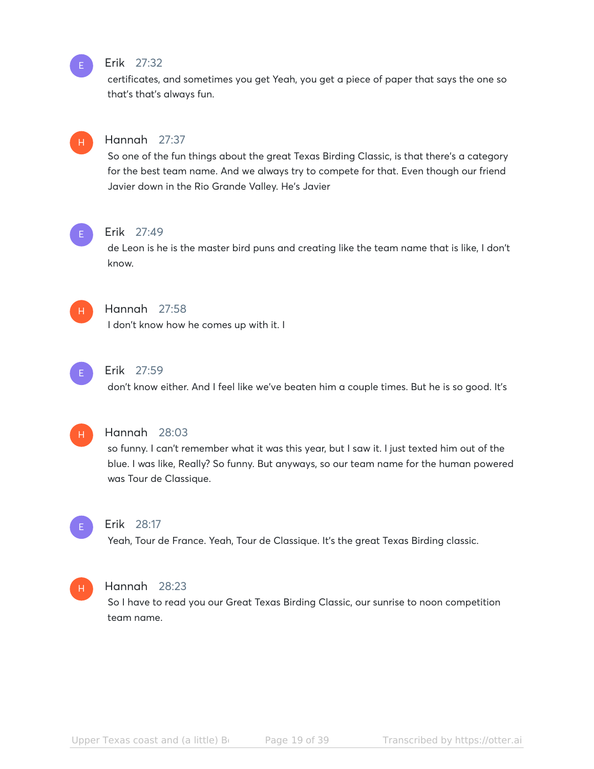**Erik** 27:32
certificates, and sometimes you get Yeah, you get a piece of paper that says the one so that's that's always fun.

**Hannah** 27:37
So one of the fun things about the great Texas Birding Classic, is that there's a category for the best team name. And we always try to compete for that. Even though our friend Javier down in the Rio Grande Valley. He's Javier

**Erik** 27:49
de Leon is he is the master bird puns and creating like the team name that is like, I don't know.

**Hannah** 27:58
I don't know how he comes up with it. I

**Erik** 27:59
don't know either. And I feel like we've beaten him a couple times. But he is so good. It's

**Hannah** 28:03
so funny. I can't remember what it was this year, but I saw it. I just texted him out of the blue. I was like, Really? So funny. But anyways, so our team name for the human powered was Tour de Classique.

**Erik** 28:17
Yeah, Tour de France. Yeah, Tour de Classique. It's the great Texas Birding classic.

**Hannah** 28:23
So I have to read you our Great Texas Birding Classic, our sunrise to noon competition team name.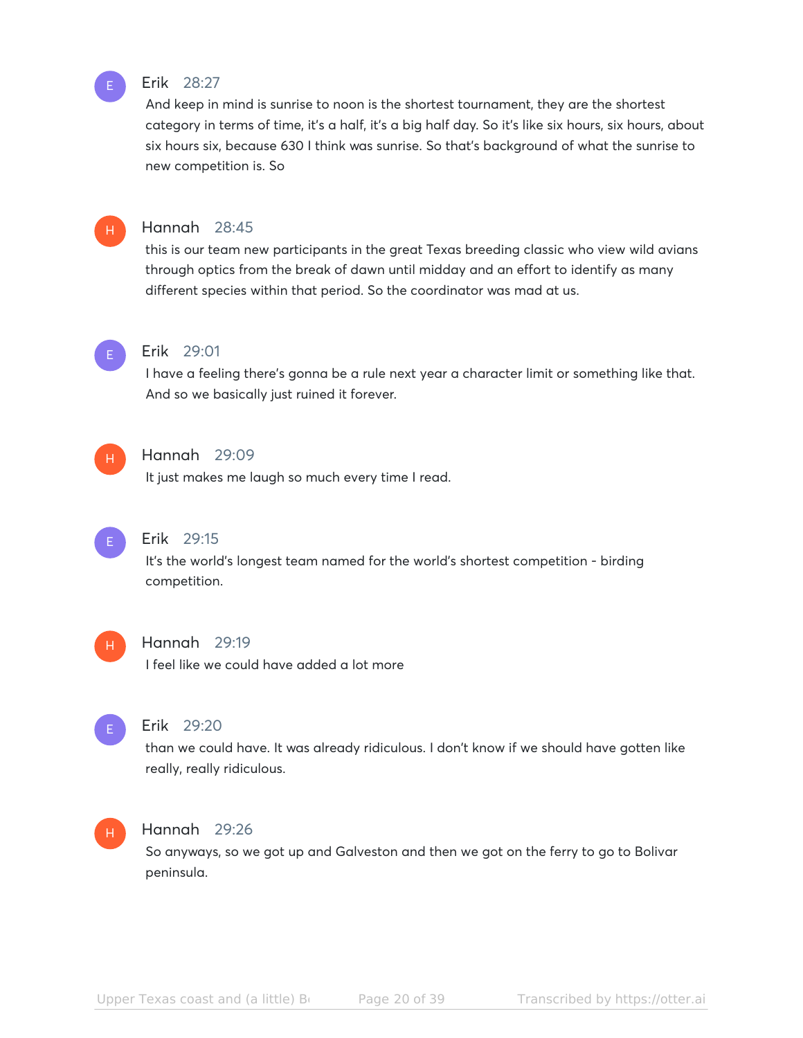**Erik** 28:27

And keep in mind is sunrise to noon is the shortest tournament, they are the shortest category in terms of time, it's a half, it's a big half day. So it's like six hours, six hours, about six hours six, because 630 I think was sunrise. So that's background of what the sunrise to new competition is. So

**Hannah** 28:45

this is our team new participants in the great Texas breeding classic who view wild avians through optics from the break of dawn until midday and an effort to identify as many different species within that period. So the coordinator was mad at us.

**Erik** 29:01

I have a feeling there's gonna be a rule next year a character limit or something like that. And so we basically just ruined it forever.

**Hannah** 29:09

It just makes me laugh so much every time I read.

**Erik** 29:15

It's the world's longest team named for the world's shortest competition - birding competition.

**Hannah** 29:19

I feel like we could have added a lot more

**Erik** 29:20

than we could have. It was already ridiculous. I don't know if we should have gotten like really, really ridiculous.

**Hannah** 29:26

So anyways, so we got up and Galveston and then we got on the ferry to go to Bolivar peninsula.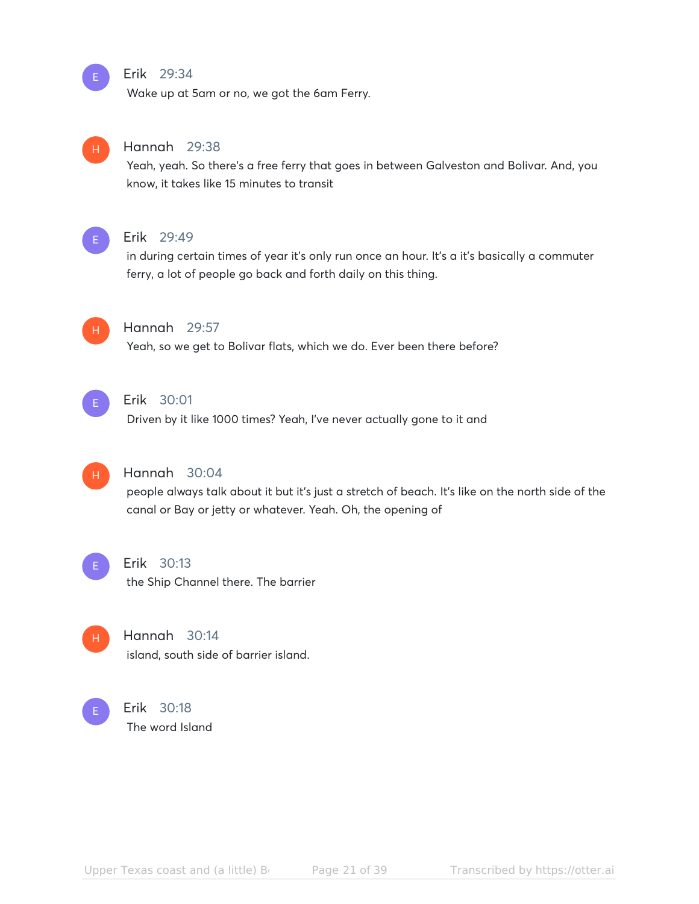Erik 29:34
Wake up at 5am or no, we got the 6am Ferry.

Hannah 29:38
Yeah, yeah. So there's a free ferry that goes in between Galveston and Bolivar. And, you know, it takes like 15 minutes to transit

Erik 29:49
in during certain times of year it's only run once an hour. It's a it's basically a commuter ferry, a lot of people go back and forth daily on this thing.

Hannah 29:57
Yeah, so we get to Bolivar flats, which we do. Ever been there before?

Erik 30:01
Driven by it like 1000 times? Yeah, I've never actually gone to it and

Hannah 30:04
people always talk about it but it's just a stretch of beach. It's like on the north side of the canal or Bay or jetty or whatever. Yeah. Oh, the opening of

Erik 30:13
the Ship Channel there. The barrier

Hannah 30:14
island, south side of barrier island.

Erik 30:18
The word Island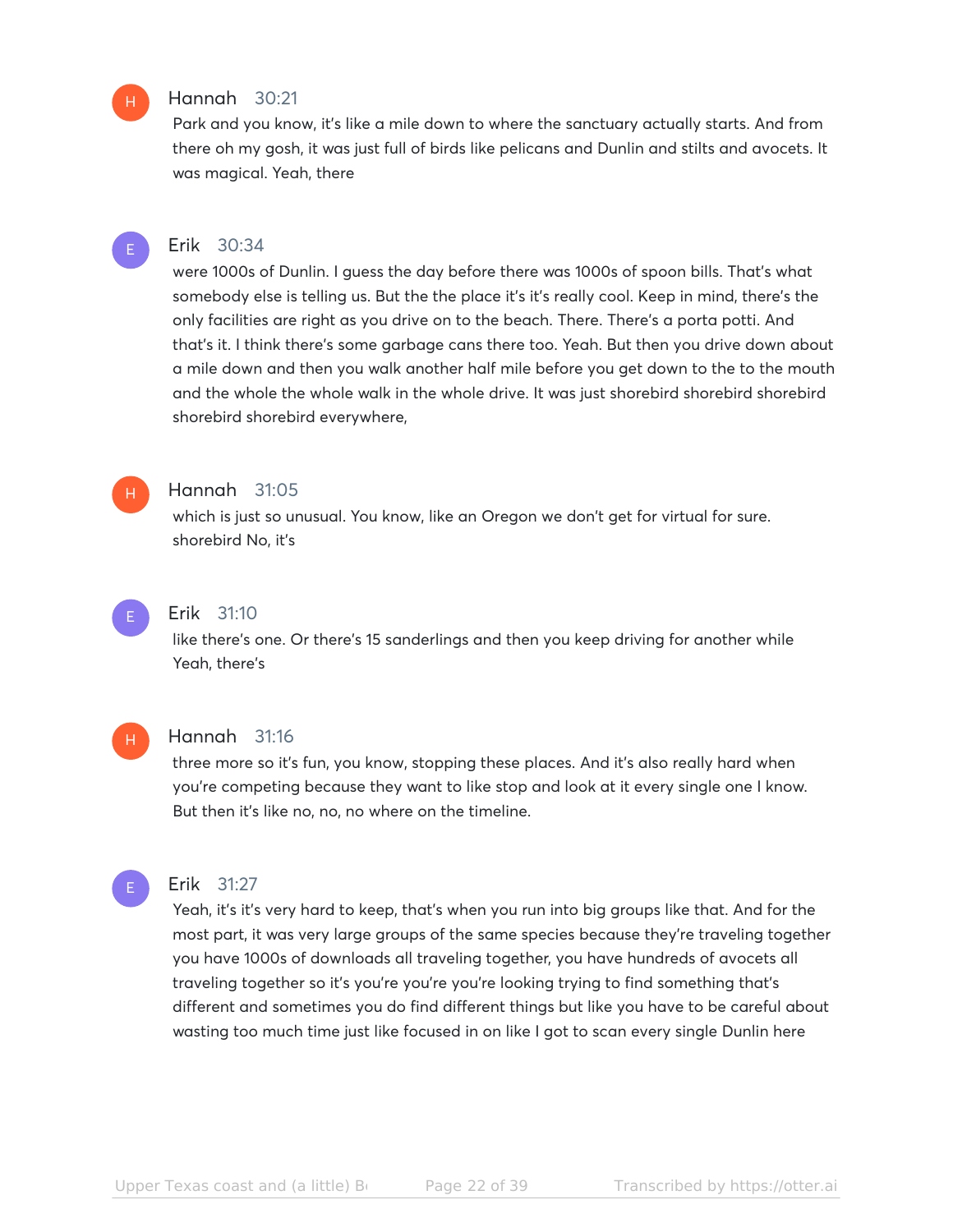**Hannah** 30:21

Park and you know, it's like a mile down to where the sanctuary actually starts. And from there oh my gosh, it was just full of birds like pelicans and Dunlin and stilts and avocets. It was magical. Yeah, there

**Erik** 30:34

were 1000s of Dunlin. I guess the day before there was 1000s of spoon bills. That's what somebody else is telling us. But the the place it's it's really cool. Keep in mind, there's the only facilities are right as you drive on to the beach. There. There's a porta potti. And that's it. I think there's some garbage cans there too. Yeah. But then you drive down about a mile down and then you walk another half mile before you get down to the to the mouth and the whole the whole walk in the whole drive. It was just shorebird shorebird shorebird shorebird shorebird everywhere,

**Hannah** 31:05

which is just so unusual. You know, like an Oregon we don't get for virtual for sure. shorebird No, it's

**Erik** 31:10

like there's one. Or there's 15 sanderlings and then you keep driving for another while Yeah, there's

**Hannah** 31:16

three more so it's fun, you know, stopping these places. And it's also really hard when you're competing because they want to like stop and look at it every single one I know. But then it's like no, no, no where on the timeline.

**Erik** 31:27

Yeah, it's it's very hard to keep, that's when you run into big groups like that. And for the most part, it was very large groups of the same species because they're traveling together you have 1000s of downloads all traveling together, you have hundreds of avocets all traveling together so it's you're you're you're looking trying to find something that's different and sometimes you do find different things but like you have to be careful about wasting too much time just like focused in on like I got to scan every single Dunlin here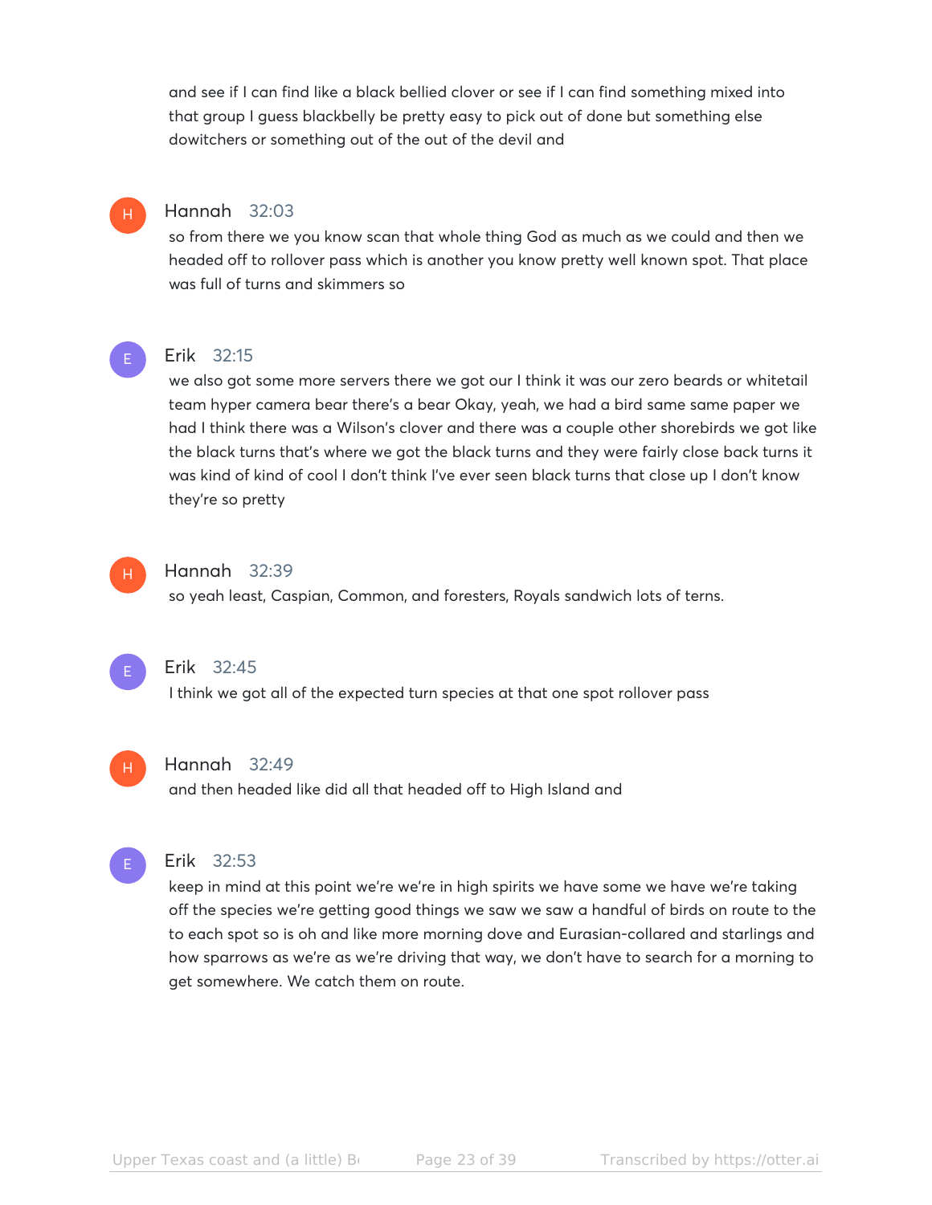and see if I can find like a black bellied clover or see if I can find something mixed into that group I guess blackbelly be pretty easy to pick out of done but something else dowitchers or something out of the out of the devil and

**Hannah** 32:03
so from there we you know scan that whole thing God as much as we could and then we headed off to rollover pass which is another you know pretty well known spot. That place was full of turns and skimmers so

**Erik** 32:15
we also got some more servers there we got our I think it was our zero beards or whitetail team hyper camera bear there's a bear Okay, yeah, we had a bird same same paper we had I think there was a Wilson's clover and there was a couple other shorebirds we got like the black turns that's where we got the black turns and they were fairly close back turns it was kind of kind of cool I don't think I've ever seen black turns that close up I don't know they're so pretty

**Hannah** 32:39
so yeah least, Caspian, Common, and foresters, Royals sandwich lots of terns.

**Erik** 32:45
I think we got all of the expected turn species at that one spot rollover pass

**Hannah** 32:49
and then headed like did all that headed off to High Island and

**Erik** 32:53
keep in mind at this point we're we're in high spirits we have some we have we're taking off the species we're getting good things we saw we saw a handful of birds on route to the to each spot so is oh and like more morning dove and Eurasian-collared and starlings and how sparrows as we're as we're driving that way, we don't have to search for a morning to get somewhere. We catch them on route.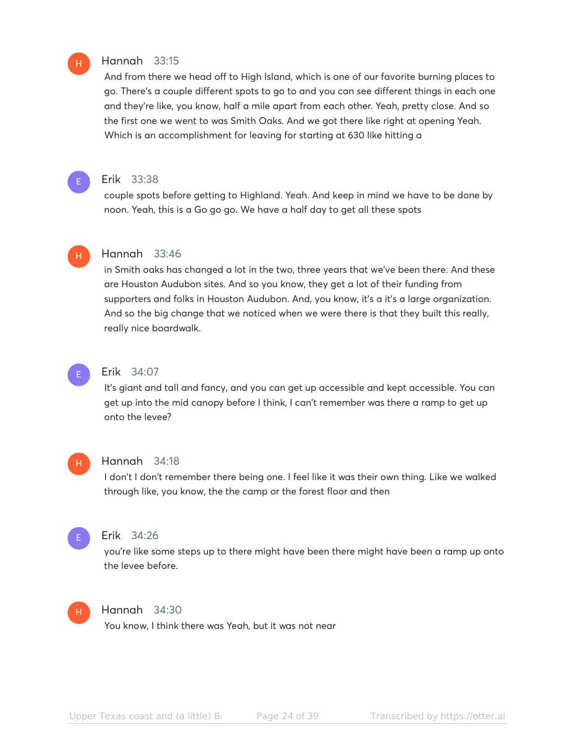**Hannah** 33:15

And from there we head off to High Island, which is one of our favorite burning places to go. There's a couple different spots to go to and you can see different things in each one and they're like, you know, half a mile apart from each other. Yeah, pretty close. And so the first one we went to was Smith Oaks. And we got there like right at opening Yeah. Which is an accomplishment for leaving for starting at 630 like hitting a

**Erik** 33:38

couple spots before getting to Highland. Yeah. And keep in mind we have to be done by noon. Yeah, this is a Go go go. We have a half day to get all these spots

**Hannah** 33:46

in Smith oaks has changed a lot in the two, three years that we've been there. And these are Houston Audubon sites. And so you know, they get a lot of their funding from supporters and folks in Houston Audubon. And, you know, it's a it's a large organization. And so the big change that we noticed when we were there is that they built this really, really nice boardwalk.

**Erik** 34:07

It's giant and tall and fancy, and you can get up accessible and kept accessible. You can get up into the mid canopy before I think, I can't remember was there a ramp to get up onto the levee?

**Hannah** 34:18

I don't I don't remember there being one. I feel like it was their own thing. Like we walked through like, you know, the the camp or the forest floor and then

**Erik** 34:26

you're like some steps up to there might have been there might have been a ramp up onto the levee before.

**Hannah** 34:30

You know, I think there was Yeah, but it was not near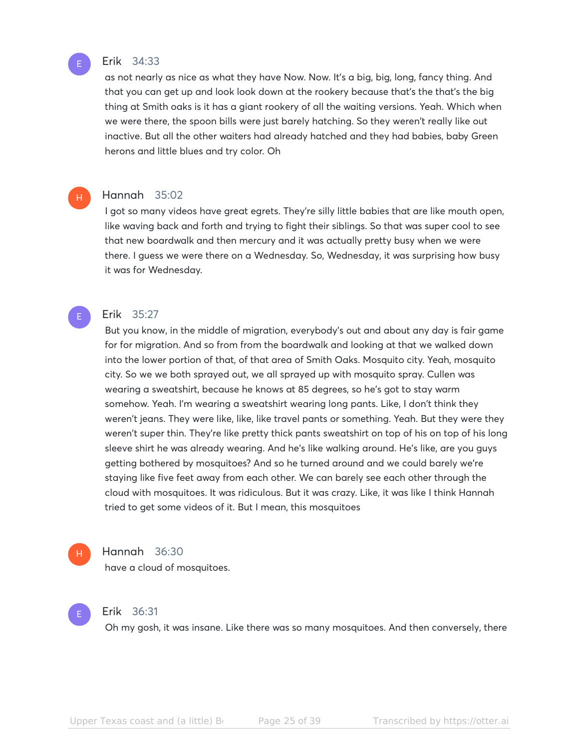**Erik** 34:33

as not nearly as nice as what they have Now. Now. It's a big, big, long, fancy thing. And that you can get up and look look down at the rookery because that's the that's the big thing at Smith oaks is it has a giant rookery of all the waiting versions. Yeah. Which when we were there, the spoon bills were just barely hatching. So they weren't really like out inactive. But all the other waiters had already hatched and they had babies, baby Green herons and little blues and try color. Oh

**Hannah** 35:02

I got so many videos have great egrets. They're silly little babies that are like mouth open, like waving back and forth and trying to fight their siblings. So that was super cool to see that new boardwalk and then mercury and it was actually pretty busy when we were there. I guess we were there on a Wednesday. So, Wednesday, it was surprising how busy it was for Wednesday.

**Erik** 35:27

But you know, in the middle of migration, everybody's out and about any day is fair game for for migration. And so from from the boardwalk and looking at that we walked down into the lower portion of that, of that area of Smith Oaks. Mosquito city. Yeah, mosquito city. So we we both sprayed out, we all sprayed up with mosquito spray. Cullen was wearing a sweatshirt, because he knows at 85 degrees, so he's got to stay warm somehow. Yeah. I'm wearing a sweatshirt wearing long pants. Like, I don't think they weren't jeans. They were like, like, like travel pants or something. Yeah. But they were they weren't super thin. They're like pretty thick pants sweatshirt on top of his on top of his long sleeve shirt he was already wearing. And he's like walking around. He's like, are you guys getting bothered by mosquitoes? And so he turned around and we could barely we're staying like five feet away from each other. We can barely see each other through the cloud with mosquitoes. It was ridiculous. But it was crazy. Like, it was like I think Hannah tried to get some videos of it. But I mean, this mosquitoes

**Hannah** 36:30

have a cloud of mosquitoes.

**Erik** 36:31

Oh my gosh, it was insane. Like there was so many mosquitoes. And then conversely, there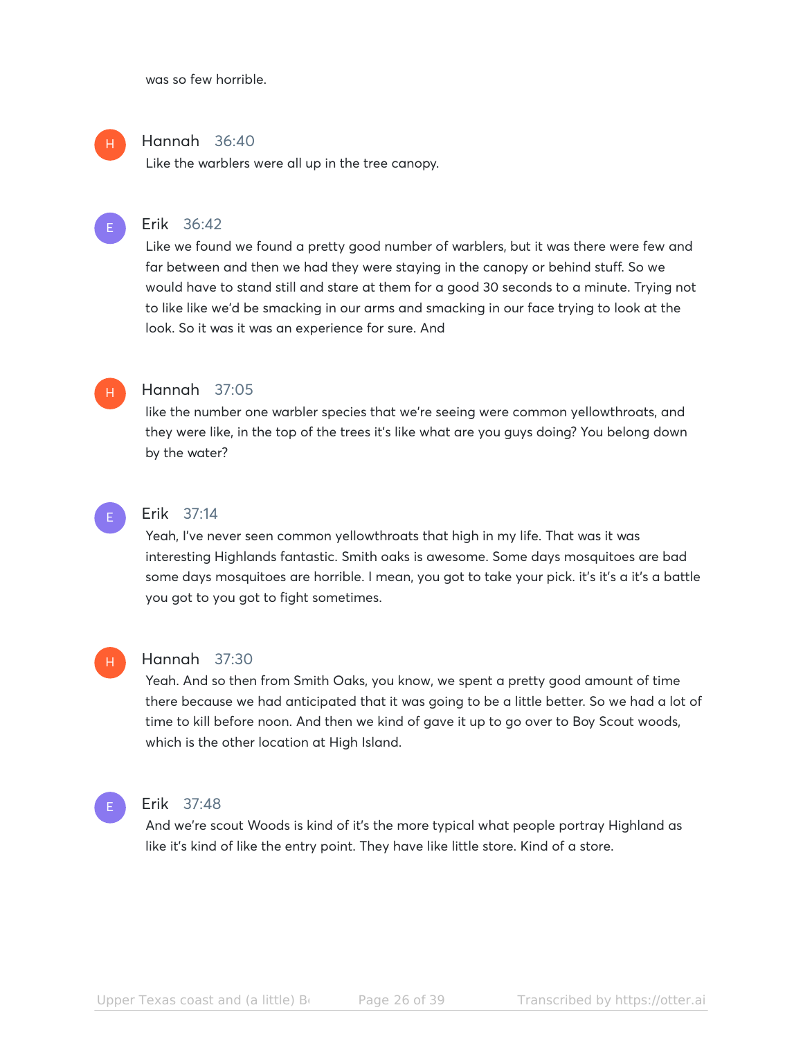was so few horrible.

**Hannah** 36:40
Like the warblers were all up in the tree canopy.

**Erik** 36:42
Like we found we found a pretty good number of warblers, but it was there were few and far between and then we had they were staying in the canopy or behind stuff. So we would have to stand still and stare at them for a good 30 seconds to a minute. Trying not to like like we'd be smacking in our arms and smacking in our face trying to look at the look. So it was it was an experience for sure. And

**Hannah** 37:05
like the number one warbler species that we're seeing were common yellowthroats, and they were like, in the top of the trees it's like what are you guys doing? You belong down by the water?

**Erik** 37:14
Yeah, I've never seen common yellowthroats that high in my life. That was it was interesting Highlands fantastic. Smith oaks is awesome. Some days mosquitoes are bad some days mosquitoes are horrible. I mean, you got to take your pick. it's it's a it's a battle you got to you got to fight sometimes.

**Hannah** 37:30
Yeah. And so then from Smith Oaks, you know, we spent a pretty good amount of time there because we had anticipated that it was going to be a little better. So we had a lot of time to kill before noon. And then we kind of gave it up to go over to Boy Scout woods, which is the other location at High Island.

**Erik** 37:48
And we're scout Woods is kind of it's the more typical what people portray Highland as like it's kind of like the entry point. They have like little store. Kind of a store.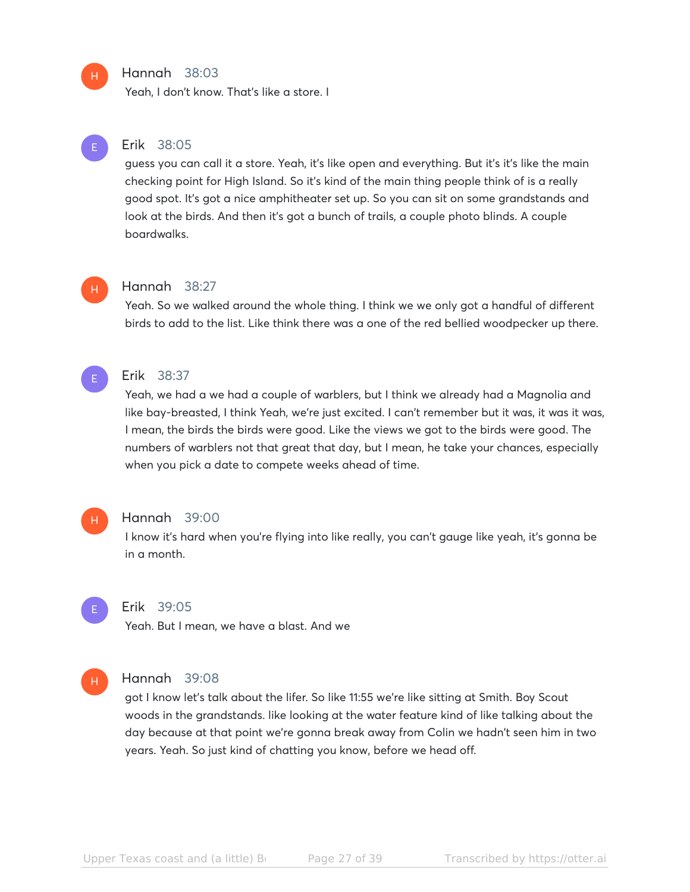**Hannah** 38:03

Yeah, I don't know. That's like a store. I

**Erik** 38:05

guess you can call it a store. Yeah, it's like open and everything. But it's it's like the main checking point for High Island. So it's kind of the main thing people think of is a really good spot. It's got a nice amphitheater set up. So you can sit on some grandstands and look at the birds. And then it's got a bunch of trails, a couple photo blinds. A couple boardwalks.

**Hannah** 38:27

Yeah. So we walked around the whole thing. I think we we only got a handful of different birds to add to the list. Like think there was a one of the red bellied woodpecker up there.

**Erik** 38:37

Yeah, we had a we had a couple of warblers, but I think we already had a Magnolia and like bay-breasted, I think Yeah, we're just excited. I can't remember but it was, it was it was, I mean, the birds the birds were good. Like the views we got to the birds were good. The numbers of warblers not that great that day, but I mean, he take your chances, especially when you pick a date to compete weeks ahead of time.

**Hannah** 39:00

I know it's hard when you're flying into like really, you can't gauge like yeah, it's gonna be in a month.

**Erik** 39:05

Yeah. But I mean, we have a blast. And we

**Hannah** 39:08

got I know let's talk about the lifer. So like 11:55 we're like sitting at Smith. Boy Scout woods in the grandstands. like looking at the water feature kind of like talking about the day because at that point we're gonna break away from Colin we hadn't seen him in two years. Yeah. So just kind of chatting you know, before we head off.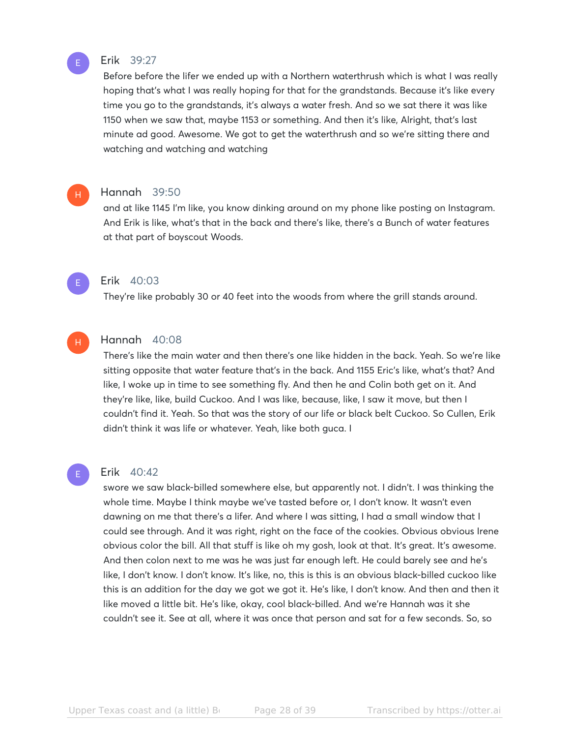**Erik** 39:27

Before before the lifer we ended up with a Northern waterthrush which is what I was really hoping that's what I was really hoping for that for the grandstands. Because it's like every time you go to the grandstands, it's always a water fresh. And so we sat there it was like 1150 when we saw that, maybe 1153 or something. And then it's like, Alright, that's last minute ad good. Awesome. We got to get the waterthrush and so we're sitting there and watching and watching and watching

**Hannah** 39:50

and at like 1145 I'm like, you know dinking around on my phone like posting on Instagram. And Erik is like, what's that in the back and there's like, there's a Bunch of water features at that part of boyscout Woods.

**Erik** 40:03

They're like probably 30 or 40 feet into the woods from where the grill stands around.

**Hannah** 40:08

There's like the main water and then there's one like hidden in the back. Yeah. So we're like sitting opposite that water feature that's in the back. And 1155 Eric's like, what's that? And like, I woke up in time to see something fly. And then he and Colin both get on it. And they're like, like, build Cuckoo. And I was like, because, like, I saw it move, but then I couldn't find it. Yeah. So that was the story of our life or black belt Cuckoo. So Cullen, Erik didn't think it was life or whatever. Yeah, like both guca. I

**Erik** 40:42

swore we saw black-billed somewhere else, but apparently not. I didn't. I was thinking the whole time. Maybe I think maybe we've tasted before or, I don't know. It wasn't even dawning on me that there's a lifer. And where I was sitting, I had a small window that I could see through. And it was right, right on the face of the cookies. Obvious obvious Irene obvious color the bill. All that stuff is like oh my gosh, look at that. It's great. It's awesome. And then colon next to me was he was just far enough left. He could barely see and he's like, I don't know. I don't know. It's like, no, this is this is an obvious black-billed cuckoo like this is an addition for the day we got we got it. He's like, I don't know. And then and then it like moved a little bit. He's like, okay, cool black-billed. And we're Hannah was it she couldn't see it. See at all, where it was once that person and sat for a few seconds. So, so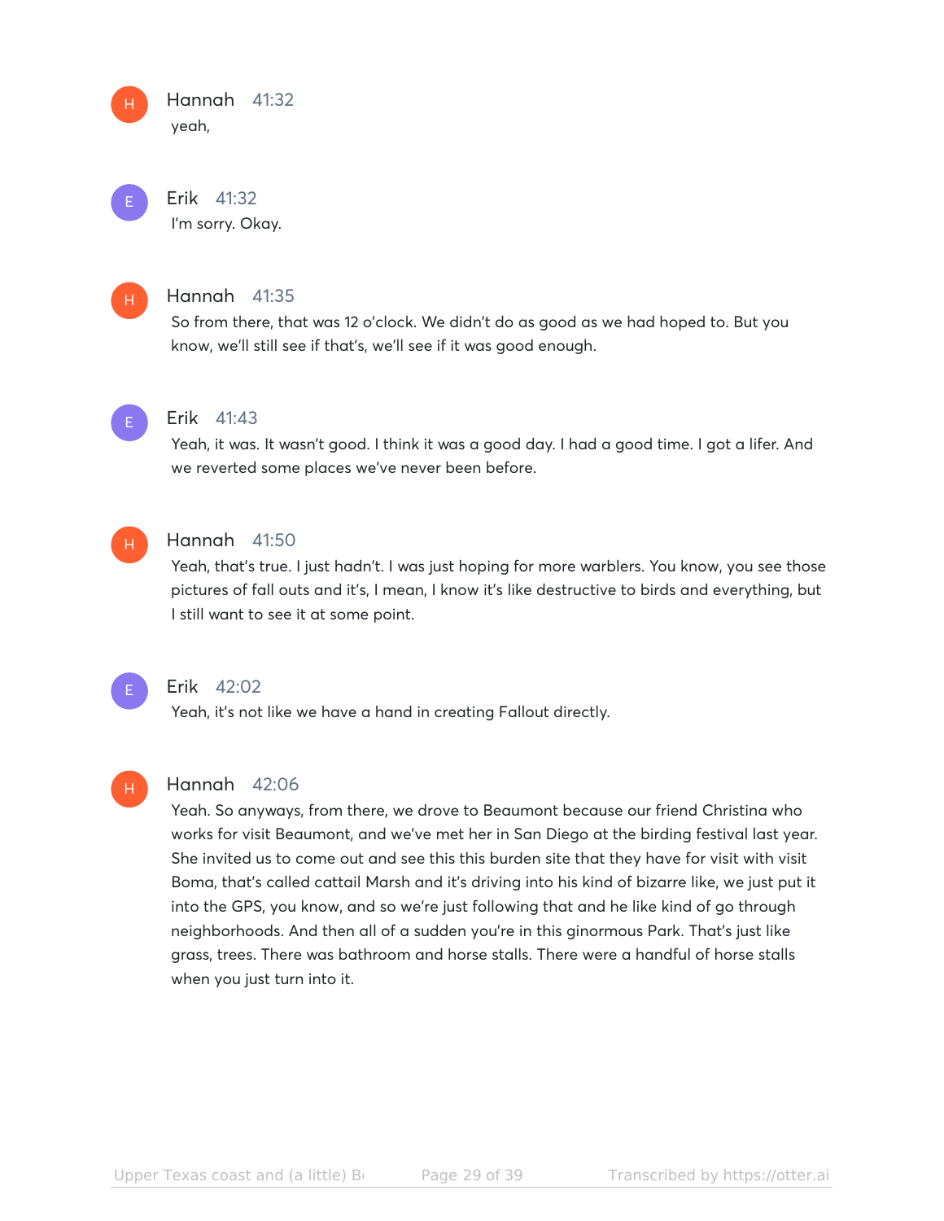**Hannah** 41:32
yeah,

**Erik** 41:32
I'm sorry. Okay.

**Hannah** 41:35
So from there, that was 12 o'clock. We didn't do as good as we had hoped to. But you know, we'll still see if that's, we'll see if it was good enough.

**Erik** 41:43
Yeah, it was. It wasn't good. I think it was a good day. I had a good time. I got a lifer. And we reverted some places we've never been before.

**Hannah** 41:50
Yeah, that's true. I just hadn't. I was just hoping for more warblers. You know, you see those pictures of fall outs and it's, I mean, I know it's like destructive to birds and everything, but I still want to see it at some point.

**Erik** 42:02
Yeah, it's not like we have a hand in creating Fallout directly.

**Hannah** 42:06
Yeah. So anyways, from there, we drove to Beaumont because our friend Christina who works for visit Beaumont, and we've met her in San Diego at the birding festival last year. She invited us to come out and see this this burden site that they have for visit with visit Boma, that's called cattail Marsh and it's driving into his kind of bizarre like, we just put it into the GPS, you know, and so we're just following that and he like kind of go through neighborhoods. And then all of a sudden you're in this ginormous Park. That's just like grass, trees. There was bathroom and horse stalls. There were a handful of horse stalls when you just turn into it.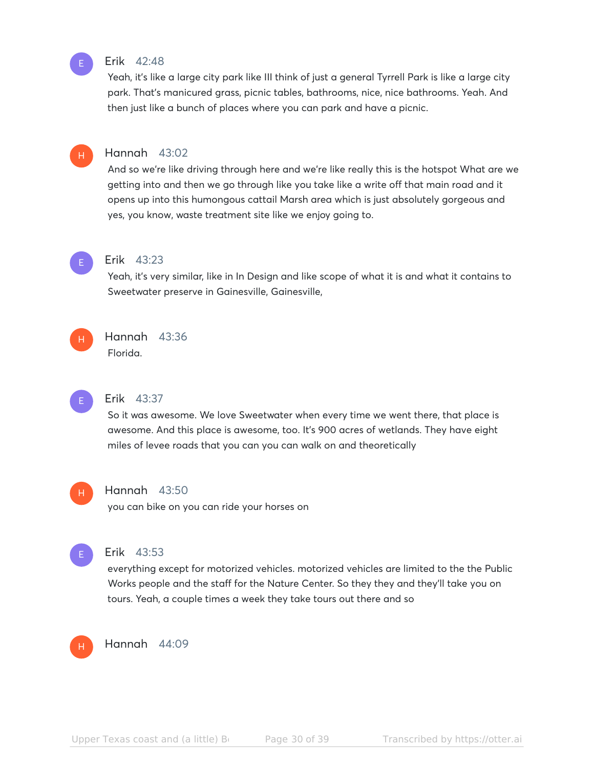**Erik** 42:48

Yeah, it's like a large city park like III think of just a general Tyrrell Park is like a large city park. That's manicured grass, picnic tables, bathrooms, nice, nice bathrooms. Yeah. And then just like a bunch of places where you can park and have a picnic.

**Hannah** 43:02

And so we're like driving through here and we're like really this is the hotspot What are we getting into and then we go through like you take like a write off that main road and it opens up into this humongous cattail Marsh area which is just absolutely gorgeous and yes, you know, waste treatment site like we enjoy going to.

**Erik** 43:23

Yeah, it's very similar, like in In Design and like scope of what it is and what it contains to Sweetwater preserve in Gainesville, Gainesville,

**Hannah** 43:36

Florida.

**Erik** 43:37

So it was awesome. We love Sweetwater when every time we went there, that place is awesome. And this place is awesome, too. It's 900 acres of wetlands. They have eight miles of levee roads that you can you can walk on and theoretically

**Hannah** 43:50

you can bike on you can ride your horses on

**Erik** 43:53

everything except for motorized vehicles. motorized vehicles are limited to the the Public Works people and the staff for the Nature Center. So they they and they'll take you on tours. Yeah, a couple times a week they take tours out there and so

**Hannah** 44:09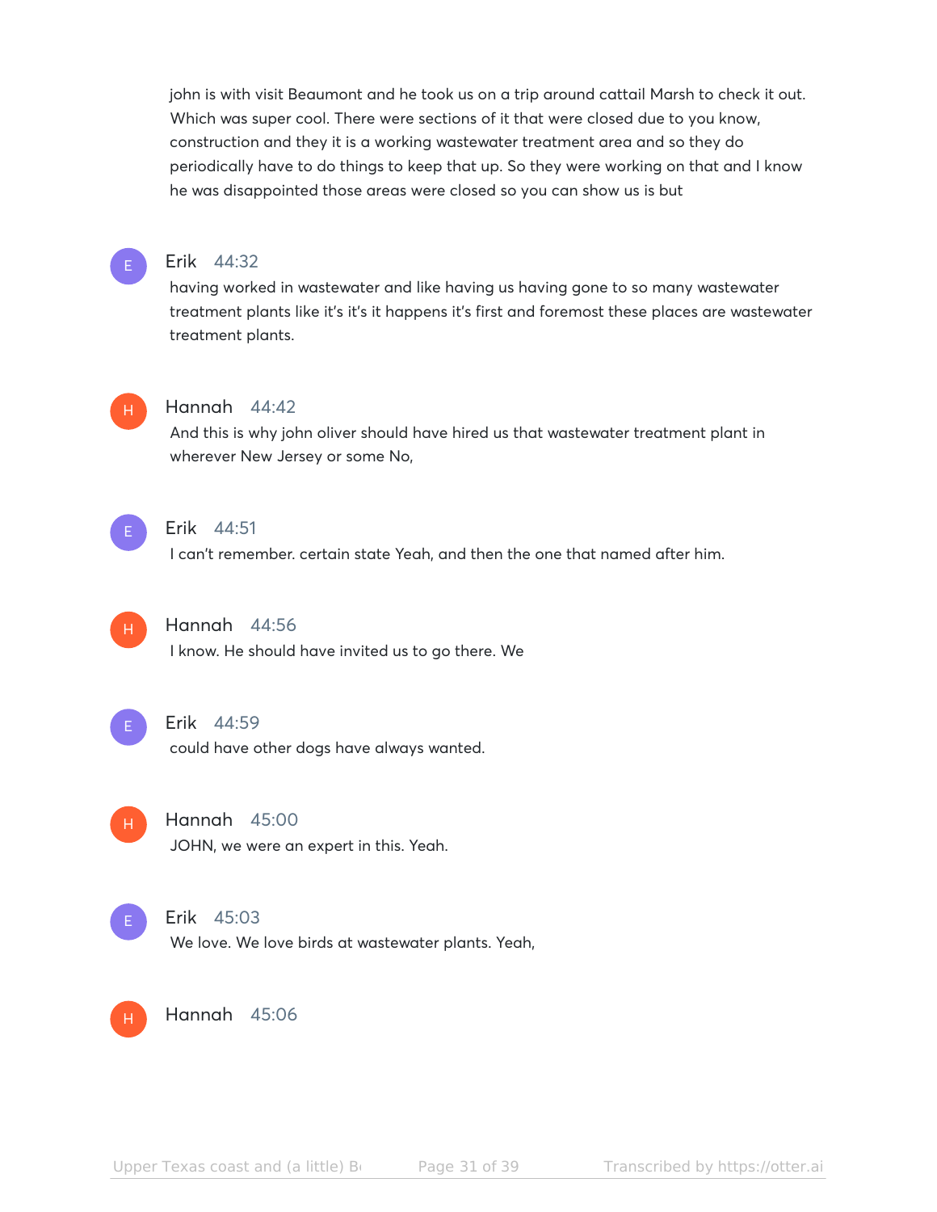john is with visit Beaumont and he took us on a trip around cattail Marsh to check it out. Which was super cool. There were sections of it that were closed due to you know, construction and they it is a working wastewater treatment area and so they do periodically have to do things to keep that up. So they were working on that and I know he was disappointed those areas were closed so you can show us is but

**Erik** 44:32
having worked in wastewater and like having us having gone to so many wastewater treatment plants like it's it's it happens it's first and foremost these places are wastewater treatment plants.

**Hannah** 44:42
And this is why john oliver should have hired us that wastewater treatment plant in wherever New Jersey or some No,

**Erik** 44:51
I can't remember. certain state Yeah, and then the one that named after him.

**Hannah** 44:56
I know. He should have invited us to go there. We

**Erik** 44:59
could have other dogs have always wanted.

**Hannah** 45:00
JOHN, we were an expert in this. Yeah.

**Erik** 45:03
We love. We love birds at wastewater plants. Yeah,

**Hannah** 45:06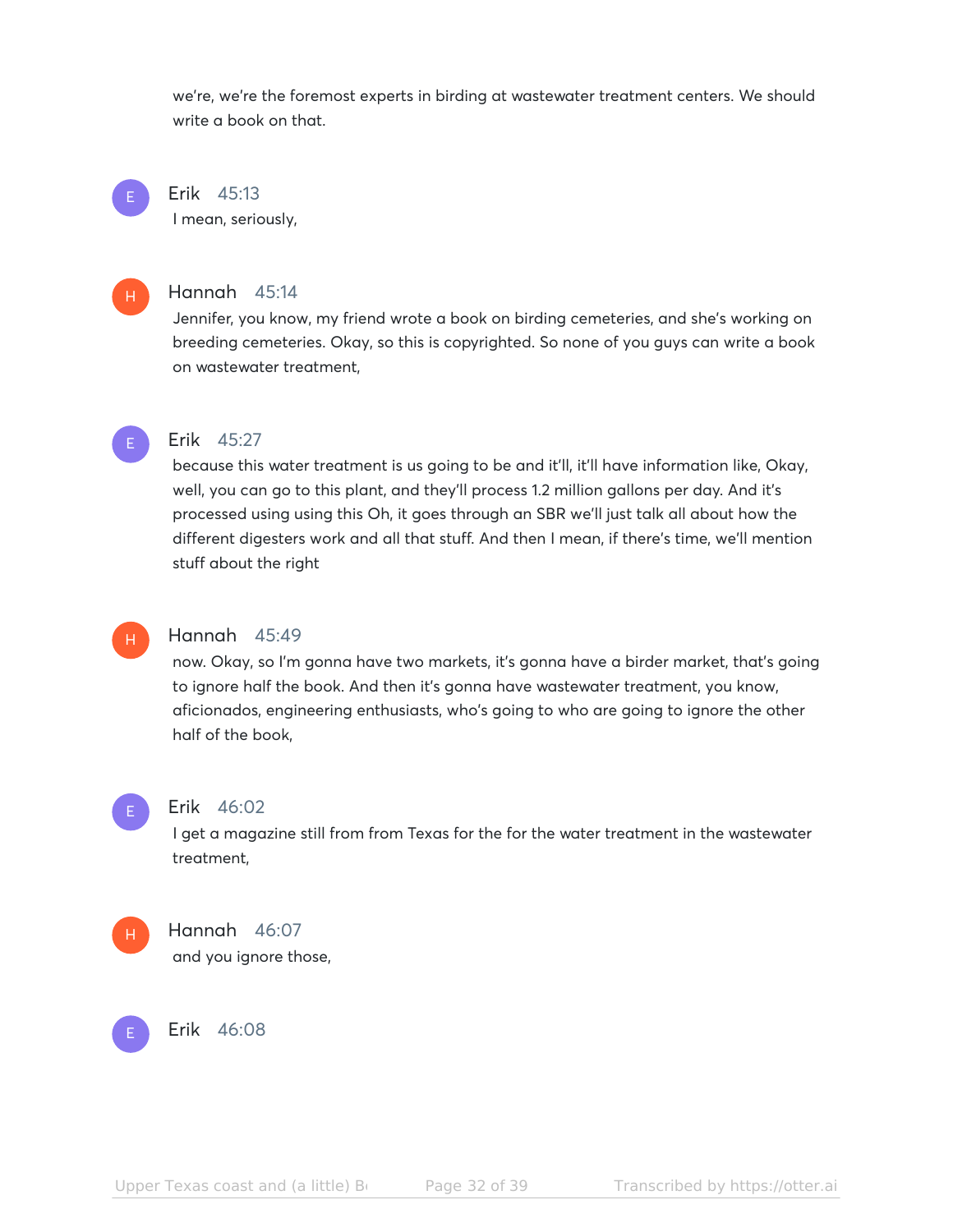we're, we're the foremost experts in birding at wastewater treatment centers. We should write a book on that.

**Erik** 45:13
I mean, seriously,

**Hannah** 45:14
Jennifer, you know, my friend wrote a book on birding cemeteries, and she's working on breeding cemeteries. Okay, so this is copyrighted. So none of you guys can write a book on wastewater treatment,

**Erik** 45:27
because this water treatment is us going to be and it'll, it'll have information like, Okay, well, you can go to this plant, and they'll process 1.2 million gallons per day. And it's processed using using this Oh, it goes through an SBR we'll just talk all about how the different digesters work and all that stuff. And then I mean, if there's time, we'll mention stuff about the right

**Hannah** 45:49
now. Okay, so I'm gonna have two markets, it's gonna have a birder market, that's going to ignore half the book. And then it's gonna have wastewater treatment, you know, aficionados, engineering enthusiasts, who's going to who are going to ignore the other half of the book,

**Erik** 46:02
I get a magazine still from from Texas for the for the water treatment in the wastewater treatment,

**Hannah** 46:07
and you ignore those,

**Erik** 46:08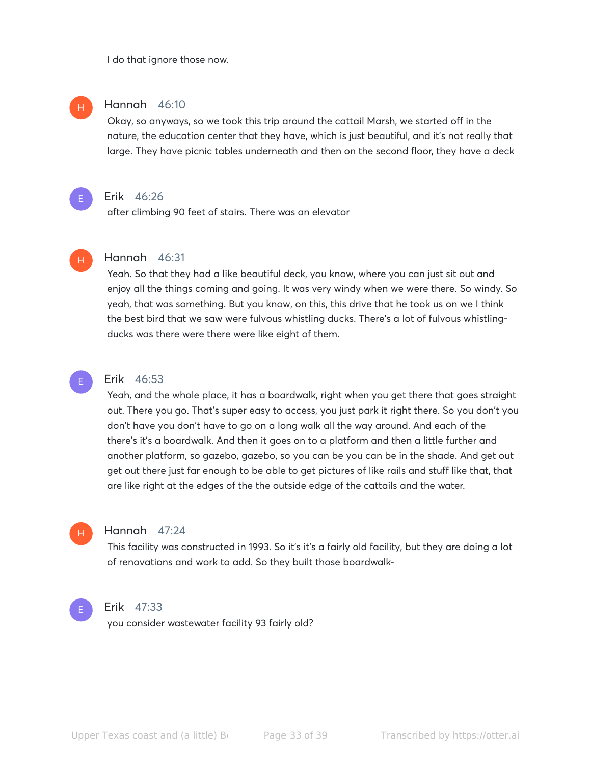I do that ignore those now.

**Hannah** 46:10
Okay, so anyways, so we took this trip around the cattail Marsh, we started off in the nature, the education center that they have, which is just beautiful, and it's not really that large. They have picnic tables underneath and then on the second floor, they have a deck

**Erik** 46:26
after climbing 90 feet of stairs. There was an elevator

**Hannah** 46:31
Yeah. So that they had a like beautiful deck, you know, where you can just sit out and enjoy all the things coming and going. It was very windy when we were there. So windy. So yeah, that was something. But you know, on this, this drive that he took us on we I think the best bird that we saw were fulvous whistling ducks. There's a lot of fulvous whistling-ducks was there were there were like eight of them.

**Erik** 46:53
Yeah, and the whole place, it has a boardwalk, right when you get there that goes straight out. There you go. That's super easy to access, you just park it right there. So you don't you don't have you don't have to go on a long walk all the way around. And each of the there's it's a boardwalk. And then it goes on to a platform and then a little further and another platform, so gazebo, gazebo, so you can be you can be in the shade. And get out get out there just far enough to be able to get pictures of like rails and stuff like that, that are like right at the edges of the the outside edge of the cattails and the water.

**Hannah** 47:24
This facility was constructed in 1993. So it's it's a fairly old facility, but they are doing a lot of renovations and work to add. So they built those boardwalk-

**Erik** 47:33
you consider wastewater facility 93 fairly old?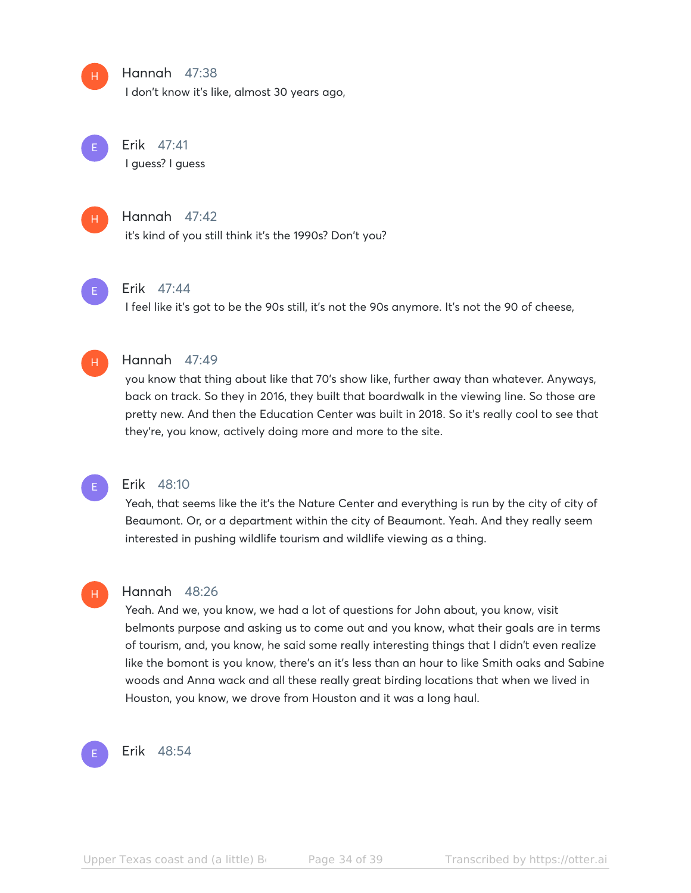**Hannah** 47:38
I don't know it's like, almost 30 years ago,

**Erik** 47:41
I guess? I guess

**Hannah** 47:42
it's kind of you still think it's the 1990s? Don't you?

**Erik** 47:44
I feel like it's got to be the 90s still, it's not the 90s anymore. It's not the 90 of cheese,

**Hannah** 47:49
you know that thing about like that 70's show like, further away than whatever. Anyways, back on track. So they in 2016, they built that boardwalk in the viewing line. So those are pretty new. And then the Education Center was built in 2018. So it's really cool to see that they're, you know, actively doing more and more to the site.

**Erik** 48:10
Yeah, that seems like the it's the Nature Center and everything is run by the city of city of Beaumont. Or, or a department within the city of Beaumont. Yeah. And they really seem interested in pushing wildlife tourism and wildlife viewing as a thing.

**Hannah** 48:26
Yeah. And we, you know, we had a lot of questions for John about, you know, visit belmonts purpose and asking us to come out and you know, what their goals are in terms of tourism, and, you know, he said some really interesting things that I didn't even realize like the bomont is you know, there's an it's less than an hour to like Smith oaks and Sabine woods and Anna wack and all these really great birding locations that when we lived in Houston, you know, we drove from Houston and it was a long haul.

**Erik** 48:54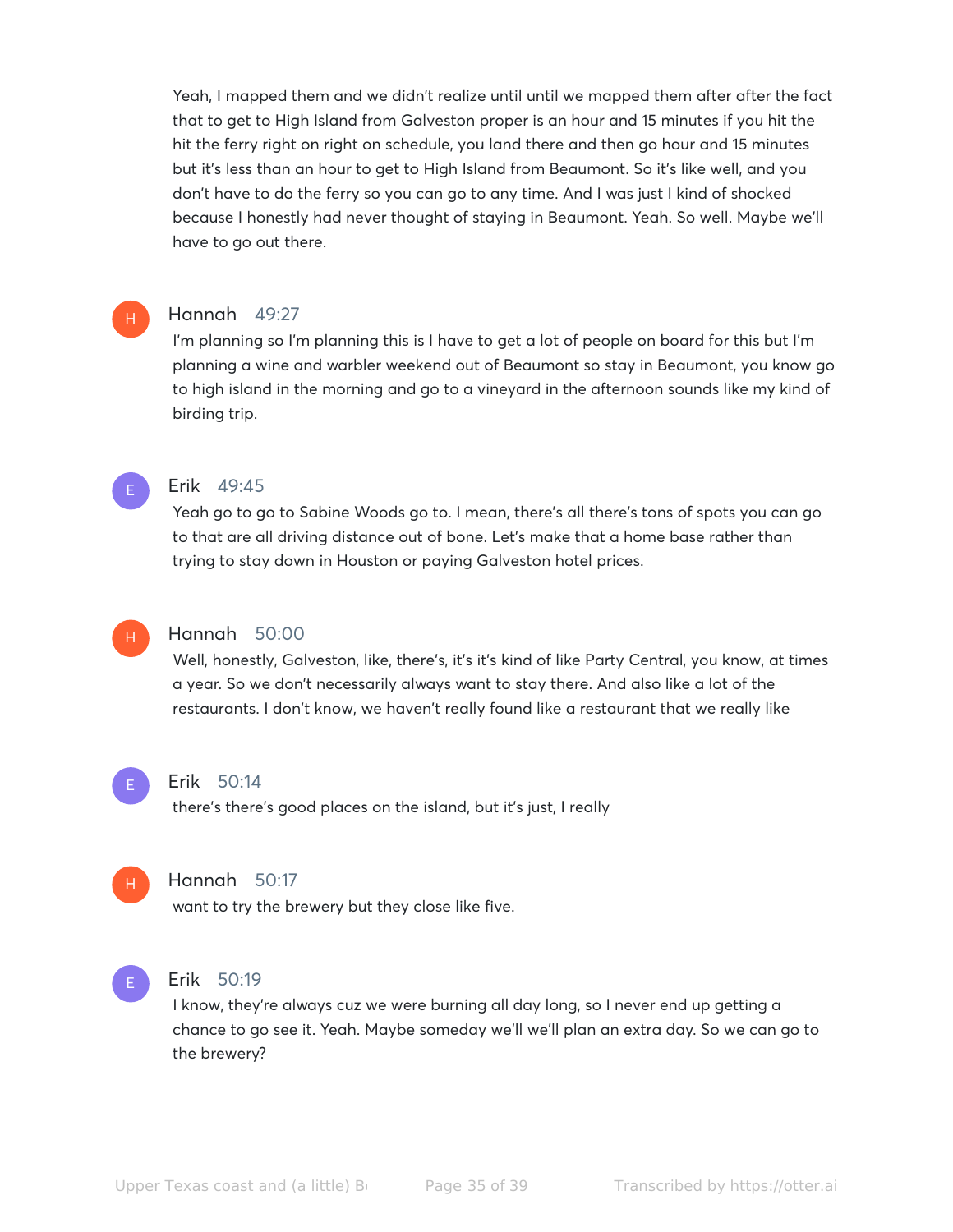Yeah, I mapped them and we didn't realize until until we mapped them after after the fact that to get to High Island from Galveston proper is an hour and 15 minutes if you hit the hit the ferry right on right on schedule, you land there and then go hour and 15 minutes but it's less than an hour to get to High Island from Beaumont. So it's like well, and you don't have to do the ferry so you can go to any time. And I was just I kind of shocked because I honestly had never thought of staying in Beaumont. Yeah. So well. Maybe we'll have to go out there.

**Hannah** 49:27

I'm planning so I'm planning this is I have to get a lot of people on board for this but I'm planning a wine and warbler weekend out of Beaumont so stay in Beaumont, you know go to high island in the morning and go to a vineyard in the afternoon sounds like my kind of birding trip.

**Erik** 49:45

Yeah go to go to Sabine Woods go to. I mean, there's all there's tons of spots you can go to that are all driving distance out of bone. Let's make that a home base rather than trying to stay down in Houston or paying Galveston hotel prices.

**Hannah** 50:00

Well, honestly, Galveston, like, there's, it's it's kind of like Party Central, you know, at times a year. So we don't necessarily always want to stay there. And also like a lot of the restaurants. I don't know, we haven't really found like a restaurant that we really like

**Erik** 50:14

there's there's good places on the island, but it's just, I really

**Hannah** 50:17

want to try the brewery but they close like five.

**Erik** 50:19

I know, they're always cuz we were burning all day long, so I never end up getting a chance to go see it. Yeah. Maybe someday we'll we'll plan an extra day. So we can go to the brewery?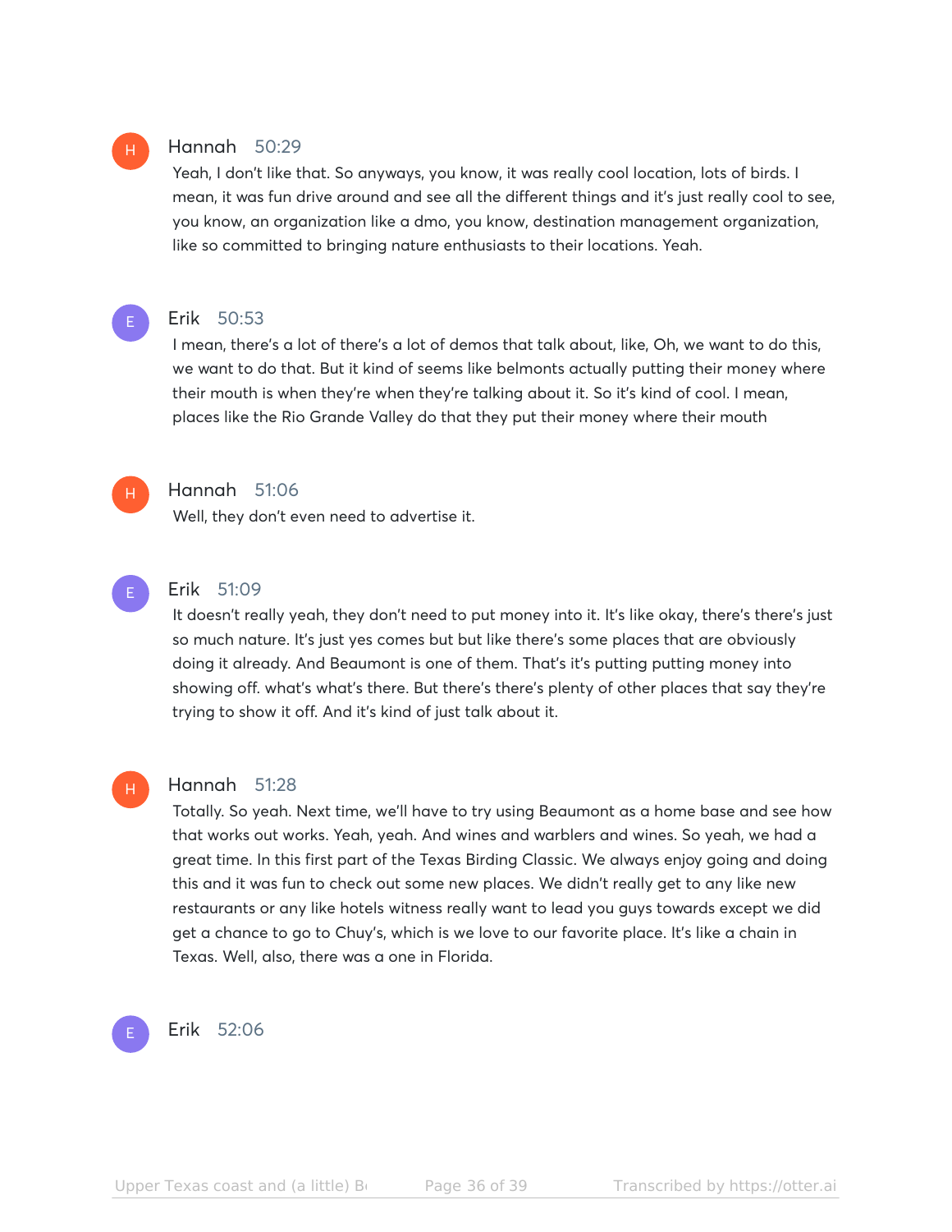**Hannah** 50:29

Yeah, I don't like that. So anyways, you know, it was really cool location, lots of birds. I mean, it was fun drive around and see all the different things and it's just really cool to see, you know, an organization like a dmo, you know, destination management organization, like so committed to bringing nature enthusiasts to their locations. Yeah.

**Erik** 50:53

I mean, there's a lot of there's a lot of demos that talk about, like, Oh, we want to do this, we want to do that. But it kind of seems like belmonts actually putting their money where their mouth is when they're when they're talking about it. So it's kind of cool. I mean, places like the Rio Grande Valley do that they put their money where their mouth

**Hannah** 51:06

Well, they don't even need to advertise it.

**Erik** 51:09

It doesn't really yeah, they don't need to put money into it. It's like okay, there's there's just so much nature. It's just yes comes but but like there's some places that are obviously doing it already. And Beaumont is one of them. That's it's putting putting money into showing off. what's what's there. But there's there's plenty of other places that say they're trying to show it off. And it's kind of just talk about it.

**Hannah** 51:28

Totally. So yeah. Next time, we'll have to try using Beaumont as a home base and see how that works out works. Yeah, yeah. And wines and warblers and wines. So yeah, we had a great time. In this first part of the Texas Birding Classic. We always enjoy going and doing this and it was fun to check out some new places. We didn't really get to any like new restaurants or any like hotels witness really want to lead you guys towards except we did get a chance to go to Chuy's, which is we love to our favorite place. It's like a chain in Texas. Well, also, there was a one in Florida.

**Erik** 52:06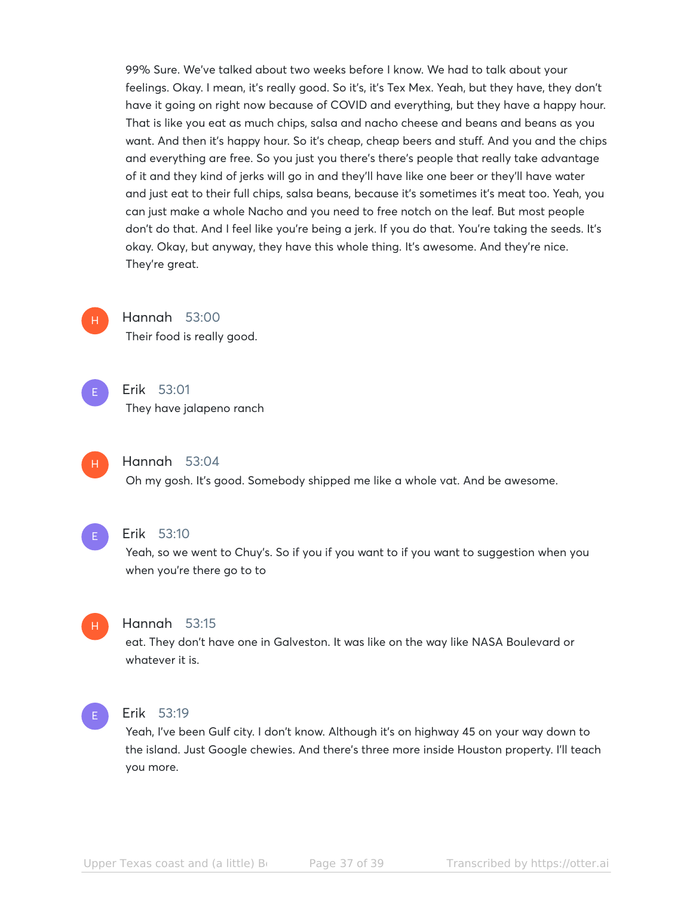99% Sure. We've talked about two weeks before I know. We had to talk about your feelings. Okay. I mean, it's really good. So it's, it's Tex Mex. Yeah, but they have, they don't have it going on right now because of COVID and everything, but they have a happy hour. That is like you eat as much chips, salsa and nacho cheese and beans and beans as you want. And then it's happy hour. So it's cheap, cheap beers and stuff. And you and the chips and everything are free. So you just you there's there's people that really take advantage of it and they kind of jerks will go in and they'll have like one beer or they'll have water and just eat to their full chips, salsa beans, because it's sometimes it's meat too. Yeah, you can just make a whole Nacho and you need to free notch on the leaf. But most people don't do that. And I feel like you're being a jerk. If you do that. You're taking the seeds. It's okay. Okay, but anyway, they have this whole thing. It's awesome. And they're nice. They're great.

**Hannah** 53:00
Their food is really good.

**Erik** 53:01
They have jalapeno ranch

**Hannah** 53:04
Oh my gosh. It's good. Somebody shipped me like a whole vat. And be awesome.

**Erik** 53:10
Yeah, so we went to Chuy's. So if you if you want to if you want to suggestion when you when you're there go to to

**Hannah** 53:15
eat. They don't have one in Galveston. It was like on the way like NASA Boulevard or whatever it is.

**Erik** 53:19
Yeah, I've been Gulf city. I don't know. Although it's on highway 45 on your way down to the island. Just Google chewies. And there's three more inside Houston property. I'll teach you more.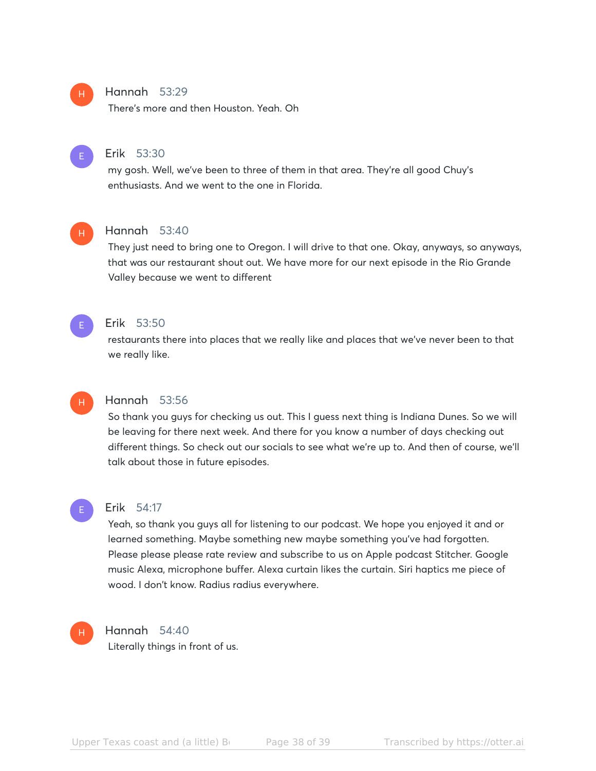**Hannah** 53:29
There's more and then Houston. Yeah. Oh

**Erik** 53:30
my gosh. Well, we've been to three of them in that area. They're all good Chuy's enthusiasts. And we went to the one in Florida.

**Hannah** 53:40
They just need to bring one to Oregon. I will drive to that one. Okay, anyways, so anyways, that was our restaurant shout out. We have more for our next episode in the Rio Grande Valley because we went to different

**Erik** 53:50
restaurants there into places that we really like and places that we've never been to that we really like.

**Hannah** 53:56
So thank you guys for checking us out. This I guess next thing is Indiana Dunes. So we will be leaving for there next week. And there for you know a number of days checking out different things. So check out our socials to see what we're up to. And then of course, we'll talk about those in future episodes.

**Erik** 54:17
Yeah, so thank you guys all for listening to our podcast. We hope you enjoyed it and or learned something. Maybe something new maybe something you've had forgotten. Please please please rate review and subscribe to us on Apple podcast Stitcher. Google music Alexa, microphone buffer. Alexa curtain likes the curtain. Siri haptics me piece of wood. I don't know. Radius radius everywhere.

**Hannah** 54:40
Literally things in front of us.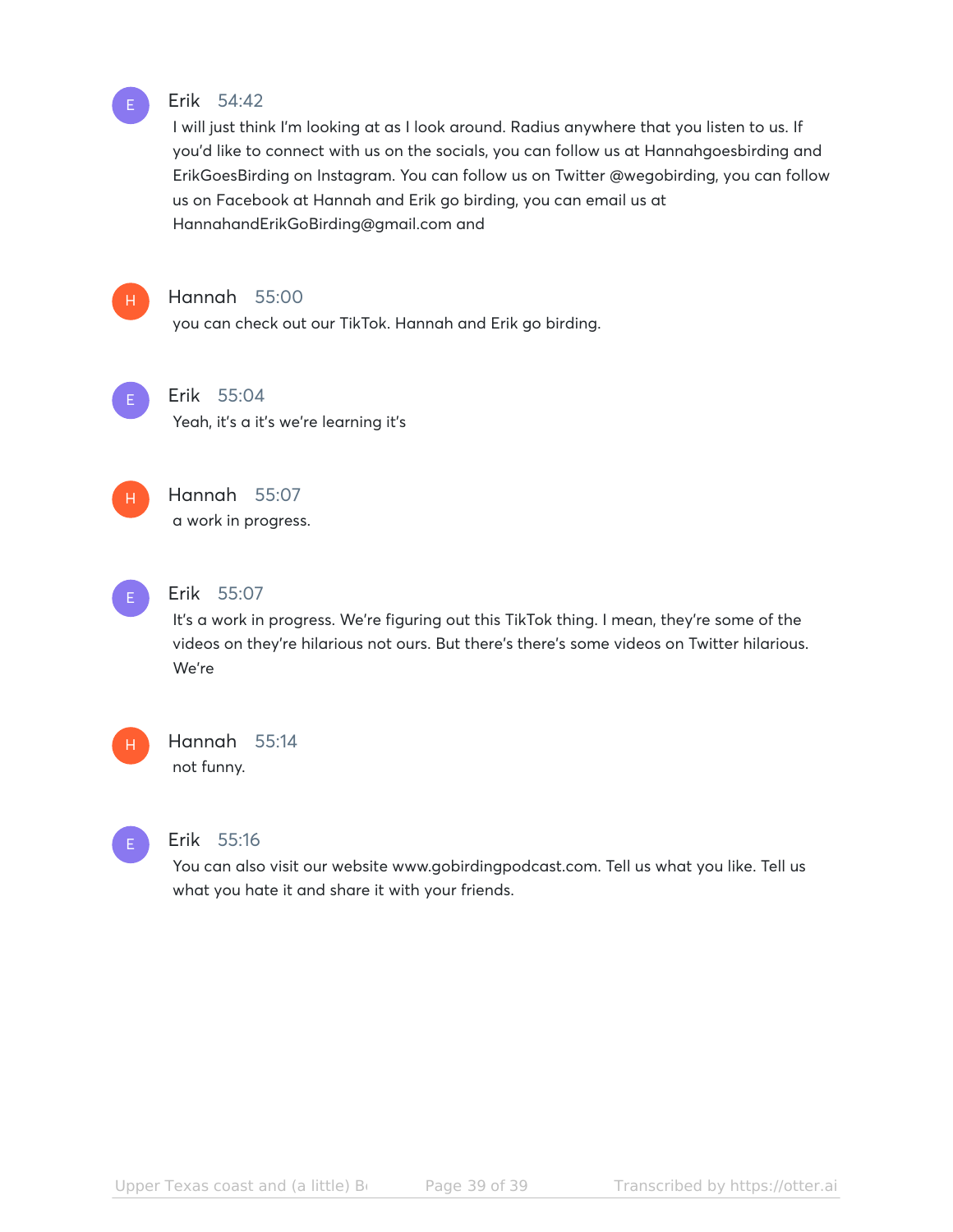Erik 54:42

I will just think I'm looking at as I look around. Radius anywhere that you listen to us. If you'd like to connect with us on the socials, you can follow us at Hannahgoesbirding and ErikGoesBirding on Instagram. You can follow us on Twitter @wegobirding, you can follow us on Facebook at Hannah and Erik go birding, you can email us at HannahandErikGoBirding@gmail.com and

Hannah 55:00

you can check out our TikTok. Hannah and Erik go birding.

Erik 55:04

Yeah, it's a it's we're learning it's

Hannah 55:07

a work in progress.

Erik 55:07

It's a work in progress. We're figuring out this TikTok thing. I mean, they're some of the videos on they're hilarious not ours. But there's there's some videos on Twitter hilarious. We're

Hannah 55:14

not funny.

Erik 55:16

You can also visit our website www.gobirdingpodcast.com. Tell us what you like. Tell us what you hate it and share it with your friends.